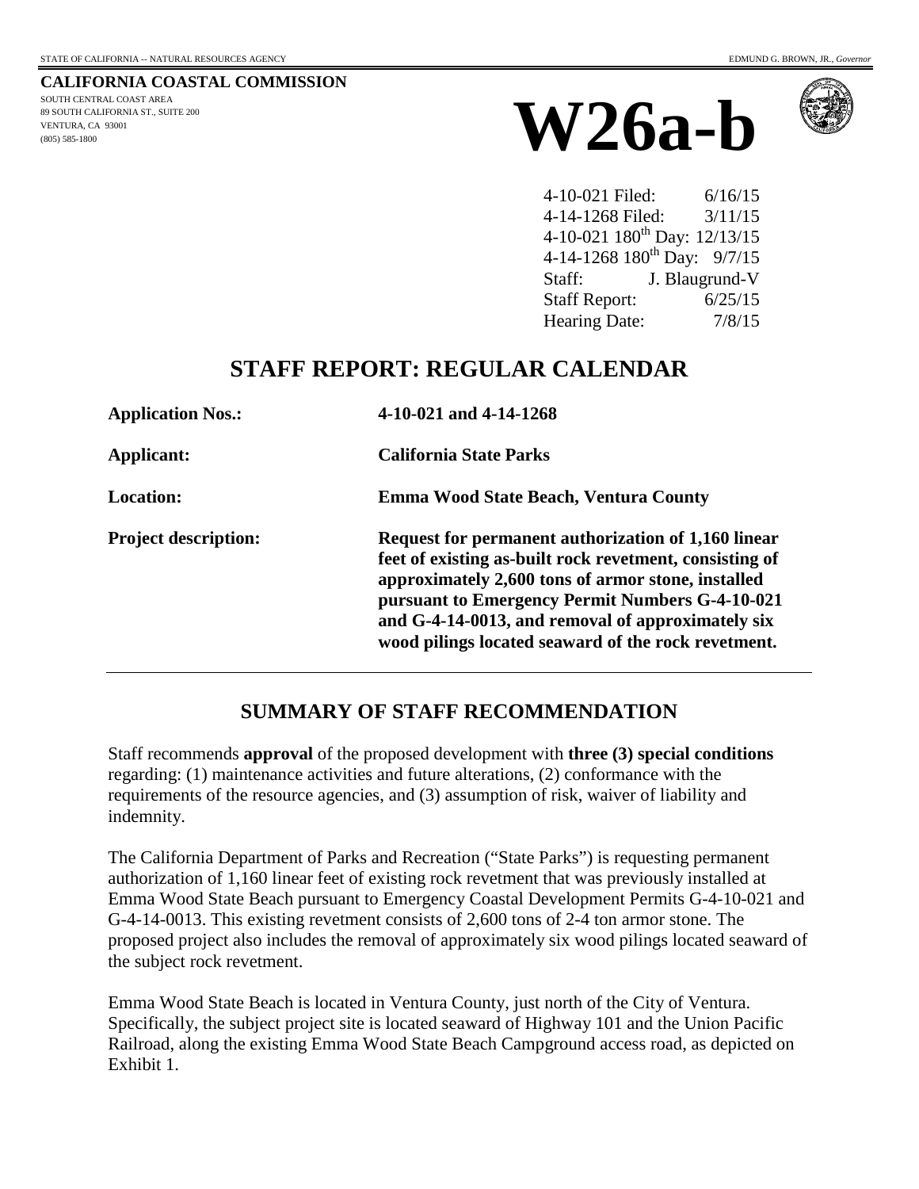STATE OF CALIFORNIA -- NATURAL RESOURCES AGENCY

EDMUND G. BROWN, JR., *Governor*

**CALIFORNIA COASTAL COMMISSION**

SOUTH CENTRAL COAST AREA
89 SOUTH CALIFORNIA ST., SUITE 200
VENTURA, CA 93001
(805) 585-1800

# W26a-b

| | |
|---|---|
| 4-10-021 Filed: | 6/16/15 |
| 4-14-1268 Filed: | 3/11/15 |
| 4-10-021 180th Day: | 12/13/15 |
| 4-14-1268 180th Day: | 9/7/15 |
| Staff: | J. Blaugrund-V |
| Staff Report: | 6/25/15 |
| Hearing Date: | 7/8/15 |

## STAFF REPORT: REGULAR CALENDAR

| | |
|---|---|
| **Application Nos.:** | **4-10-021 and 4-14-1268** |
| **Applicant:** | **California State Parks** |
| **Location:** | **Emma Wood State Beach, Ventura County** |
| **Project description:** | **Request for permanent authorization of 1,160 linear feet of existing as-built rock revetment, consisting of approximately 2,600 tons of armor stone, installed pursuant to Emergency Permit Numbers G-4-10-021 and G-4-14-0013, and removal of approximately six wood pilings located seaward of the rock revetment.** |

## SUMMARY OF STAFF RECOMMENDATION

Staff recommends **approval** of the proposed development with **three (3) special conditions** regarding: (1) maintenance activities and future alterations, (2) conformance with the requirements of the resource agencies, and (3) assumption of risk, waiver of liability and indemnity.

The California Department of Parks and Recreation ("State Parks") is requesting permanent authorization of 1,160 linear feet of existing rock revetment that was previously installed at Emma Wood State Beach pursuant to Emergency Coastal Development Permits G-4-10-021 and G-4-14-0013. This existing revetment consists of 2,600 tons of 2-4 ton armor stone. The proposed project also includes the removal of approximately six wood pilings located seaward of the subject rock revetment.

Emma Wood State Beach is located in Ventura County, just north of the City of Ventura. Specifically, the subject project site is located seaward of Highway 101 and the Union Pacific Railroad, along the existing Emma Wood State Beach Campground access road, as depicted on Exhibit 1.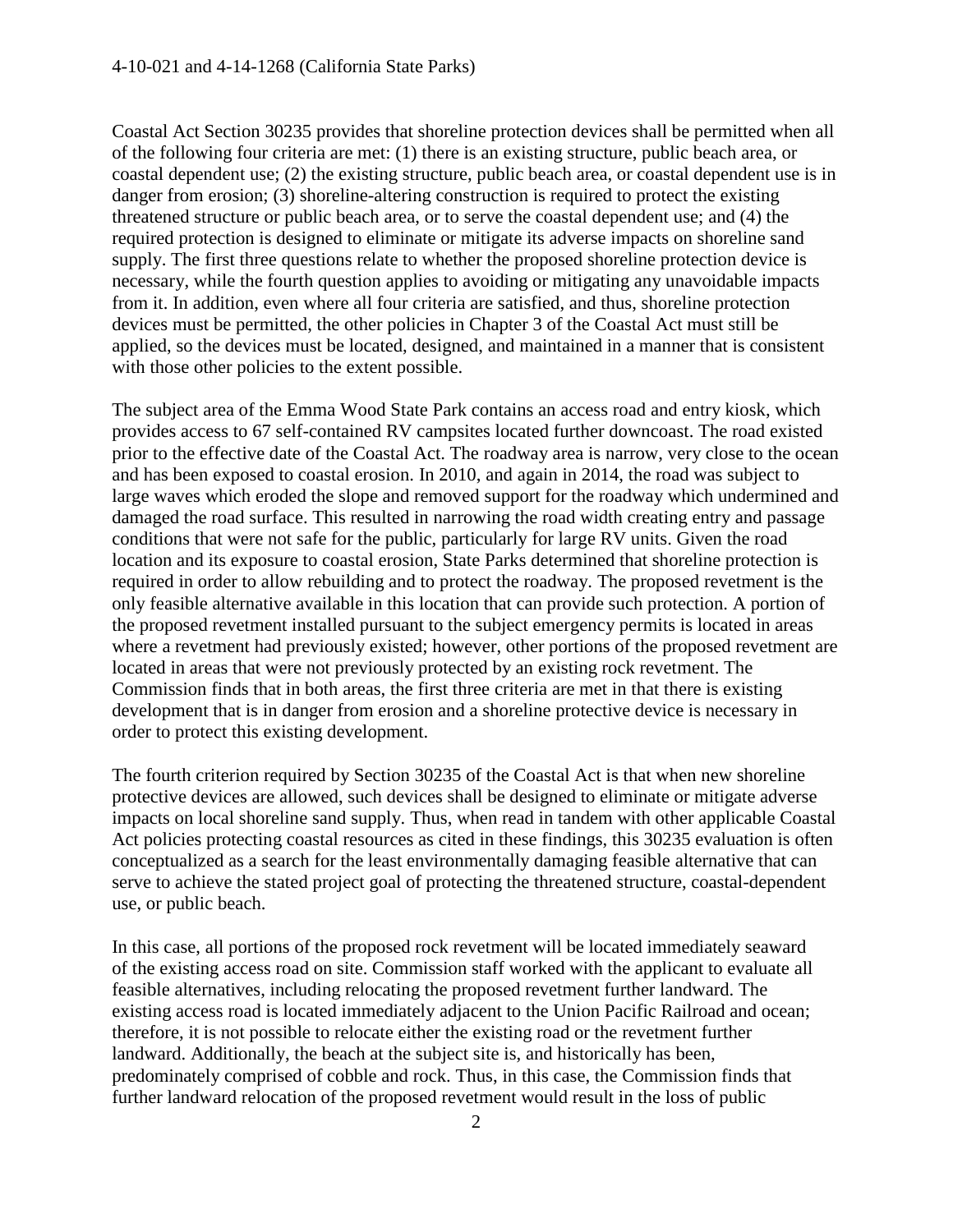Coastal Act Section 30235 provides that shoreline protection devices shall be permitted when all of the following four criteria are met: (1) there is an existing structure, public beach area, or coastal dependent use; (2) the existing structure, public beach area, or coastal dependent use is in danger from erosion; (3) shoreline-altering construction is required to protect the existing threatened structure or public beach area, or to serve the coastal dependent use; and (4) the required protection is designed to eliminate or mitigate its adverse impacts on shoreline sand supply. The first three questions relate to whether the proposed shoreline protection device is necessary, while the fourth question applies to avoiding or mitigating any unavoidable impacts from it. In addition, even where all four criteria are satisfied, and thus, shoreline protection devices must be permitted, the other policies in Chapter 3 of the Coastal Act must still be applied, so the devices must be located, designed, and maintained in a manner that is consistent with those other policies to the extent possible.

The subject area of the Emma Wood State Park contains an access road and entry kiosk, which provides access to 67 self-contained RV campsites located further downcoast. The road existed prior to the effective date of the Coastal Act. The roadway area is narrow, very close to the ocean and has been exposed to coastal erosion. In 2010, and again in 2014, the road was subject to large waves which eroded the slope and removed support for the roadway which undermined and damaged the road surface. This resulted in narrowing the road width creating entry and passage conditions that were not safe for the public, particularly for large RV units. Given the road location and its exposure to coastal erosion, State Parks determined that shoreline protection is required in order to allow rebuilding and to protect the roadway. The proposed revetment is the only feasible alternative available in this location that can provide such protection. A portion of the proposed revetment installed pursuant to the subject emergency permits is located in areas where a revetment had previously existed; however, other portions of the proposed revetment are located in areas that were not previously protected by an existing rock revetment. The Commission finds that in both areas, the first three criteria are met in that there is existing development that is in danger from erosion and a shoreline protective device is necessary in order to protect this existing development.

The fourth criterion required by Section 30235 of the Coastal Act is that when new shoreline protective devices are allowed, such devices shall be designed to eliminate or mitigate adverse impacts on local shoreline sand supply. Thus, when read in tandem with other applicable Coastal Act policies protecting coastal resources as cited in these findings, this 30235 evaluation is often conceptualized as a search for the least environmentally damaging feasible alternative that can serve to achieve the stated project goal of protecting the threatened structure, coastal-dependent use, or public beach.

In this case, all portions of the proposed rock revetment will be located immediately seaward of the existing access road on site. Commission staff worked with the applicant to evaluate all feasible alternatives, including relocating the proposed revetment further landward. The existing access road is located immediately adjacent to the Union Pacific Railroad and ocean; therefore, it is not possible to relocate either the existing road or the revetment further landward. Additionally, the beach at the subject site is, and historically has been, predominately comprised of cobble and rock. Thus, in this case, the Commission finds that further landward relocation of the proposed revetment would result in the loss of public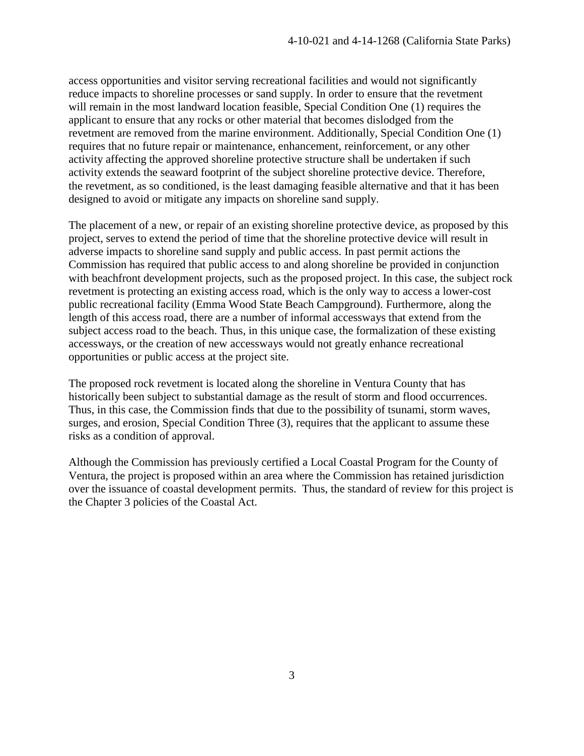access opportunities and visitor serving recreational facilities and would not significantly reduce impacts to shoreline processes or sand supply. In order to ensure that the revetment will remain in the most landward location feasible, Special Condition One (1) requires the applicant to ensure that any rocks or other material that becomes dislodged from the revetment are removed from the marine environment. Additionally, Special Condition One (1) requires that no future repair or maintenance, enhancement, reinforcement, or any other activity affecting the approved shoreline protective structure shall be undertaken if such activity extends the seaward footprint of the subject shoreline protective device. Therefore, the revetment, as so conditioned, is the least damaging feasible alternative and that it has been designed to avoid or mitigate any impacts on shoreline sand supply.

The placement of a new, or repair of an existing shoreline protective device, as proposed by this project, serves to extend the period of time that the shoreline protective device will result in adverse impacts to shoreline sand supply and public access. In past permit actions the Commission has required that public access to and along shoreline be provided in conjunction with beachfront development projects, such as the proposed project. In this case, the subject rock revetment is protecting an existing access road, which is the only way to access a lower-cost public recreational facility (Emma Wood State Beach Campground). Furthermore, along the length of this access road, there are a number of informal accessways that extend from the subject access road to the beach. Thus, in this unique case, the formalization of these existing accessways, or the creation of new accessways would not greatly enhance recreational opportunities or public access at the project site.

The proposed rock revetment is located along the shoreline in Ventura County that has historically been subject to substantial damage as the result of storm and flood occurrences. Thus, in this case, the Commission finds that due to the possibility of tsunami, storm waves, surges, and erosion, Special Condition Three (3), requires that the applicant to assume these risks as a condition of approval.

Although the Commission has previously certified a Local Coastal Program for the County of Ventura, the project is proposed within an area where the Commission has retained jurisdiction over the issuance of coastal development permits. Thus, the standard of review for this project is the Chapter 3 policies of the Coastal Act.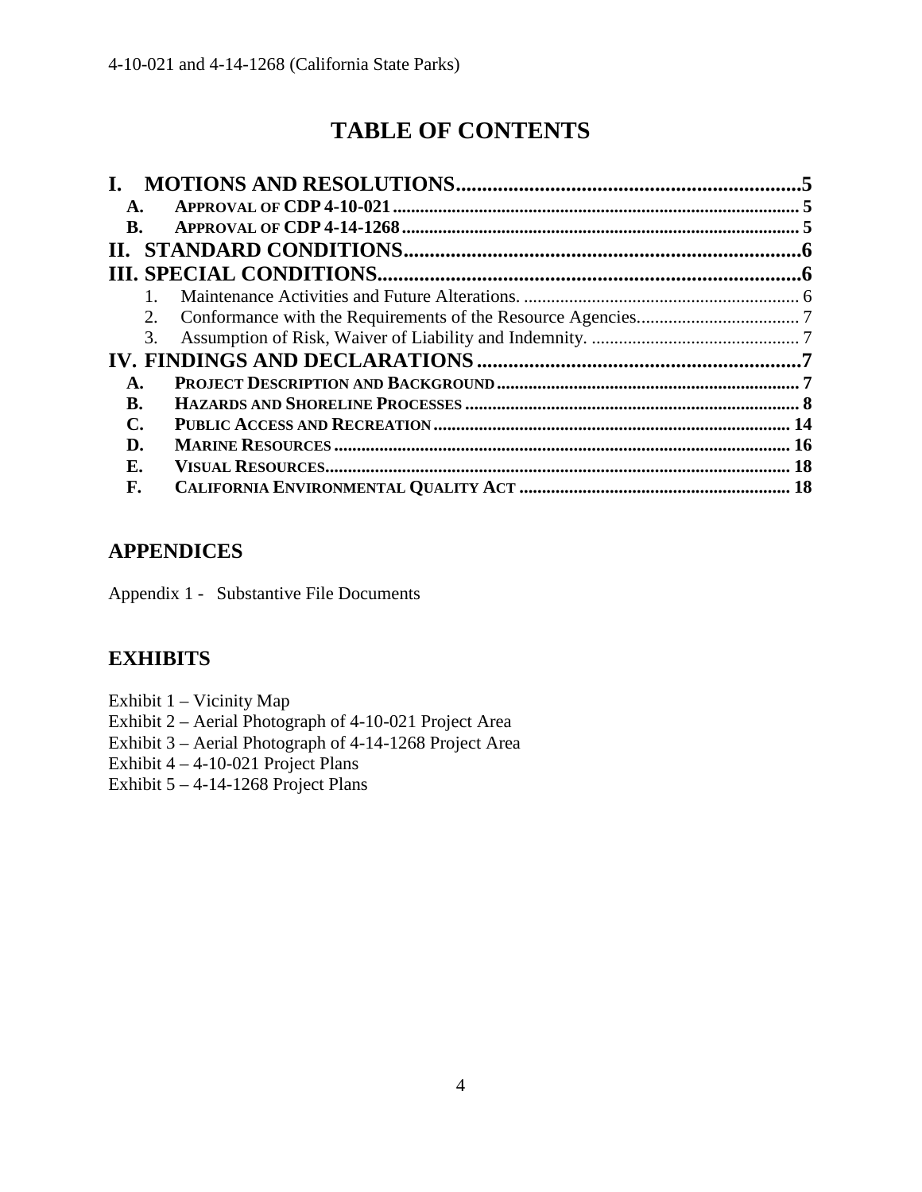# TABLE OF CONTENTS

**I. MOTIONS AND RESOLUTIONS ..... 5**
- **A. APPROVAL OF CDP 4-10-021 ..... 5**
- **B. APPROVAL OF CDP 4-14-1268 ..... 5**

**II. STANDARD CONDITIONS ..... 6**

**III. SPECIAL CONDITIONS ..... 6**
1. Maintenance Activities and Future Alterations. ..... 6
2. Conformance with the Requirements of the Resource Agencies ..... 7
3. Assumption of Risk, Waiver of Liability and Indemnity. ..... 7

**IV. FINDINGS AND DECLARATIONS ..... 7**
- **A. PROJECT DESCRIPTION AND BACKGROUND ..... 7**
- **B. HAZARDS AND SHORELINE PROCESSES ..... 8**
- **C. PUBLIC ACCESS AND RECREATION ..... 14**
- **D. MARINE RESOURCES ..... 16**
- **E. VISUAL RESOURCES ..... 18**
- **F. CALIFORNIA ENVIRONMENTAL QUALITY ACT ..... 18**

## APPENDICES

Appendix 1 - Substantive File Documents

## EXHIBITS

Exhibit 1 – Vicinity Map
Exhibit 2 – Aerial Photograph of 4-10-021 Project Area
Exhibit 3 – Aerial Photograph of 4-14-1268 Project Area
Exhibit 4 – 4-10-021 Project Plans
Exhibit 5 – 4-14-1268 Project Plans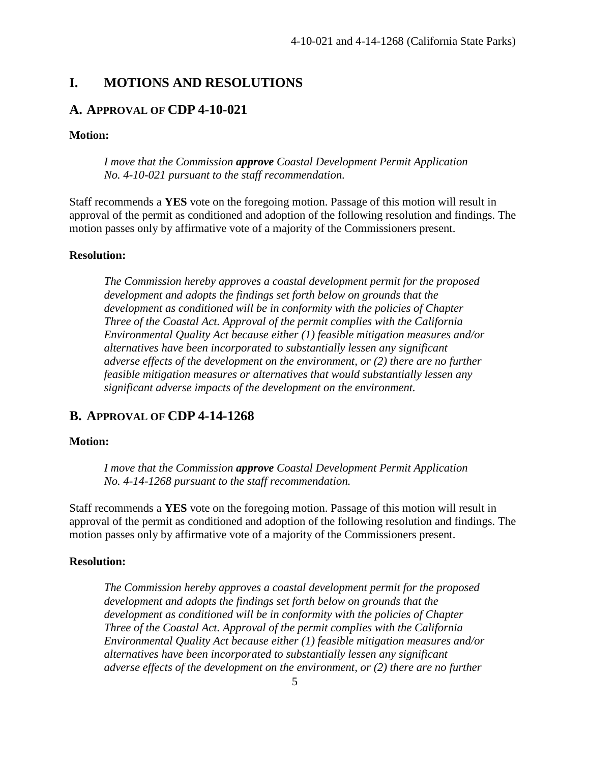# I. MOTIONS AND RESOLUTIONS

## A. Approval of CDP 4-10-021

**Motion:**

> *I move that the Commission* ***approve*** *Coastal Development Permit Application No. 4-10-021 pursuant to the staff recommendation.*

Staff recommends a **YES** vote on the foregoing motion. Passage of this motion will result in approval of the permit as conditioned and adoption of the following resolution and findings. The motion passes only by affirmative vote of a majority of the Commissioners present.

**Resolution:**

> *The Commission hereby approves a coastal development permit for the proposed development and adopts the findings set forth below on grounds that the development as conditioned will be in conformity with the policies of Chapter Three of the Coastal Act. Approval of the permit complies with the California Environmental Quality Act because either (1) feasible mitigation measures and/or alternatives have been incorporated to substantially lessen any significant adverse effects of the development on the environment, or (2) there are no further feasible mitigation measures or alternatives that would substantially lessen any significant adverse impacts of the development on the environment.*

## B. Approval of CDP 4-14-1268

**Motion:**

> *I move that the Commission* ***approve*** *Coastal Development Permit Application No. 4-14-1268 pursuant to the staff recommendation.*

Staff recommends a **YES** vote on the foregoing motion. Passage of this motion will result in approval of the permit as conditioned and adoption of the following resolution and findings. The motion passes only by affirmative vote of a majority of the Commissioners present.

**Resolution:**

> *The Commission hereby approves a coastal development permit for the proposed development and adopts the findings set forth below on grounds that the development as conditioned will be in conformity with the policies of Chapter Three of the Coastal Act. Approval of the permit complies with the California Environmental Quality Act because either (1) feasible mitigation measures and/or alternatives have been incorporated to substantially lessen any significant adverse effects of the development on the environment, or (2) there are no further*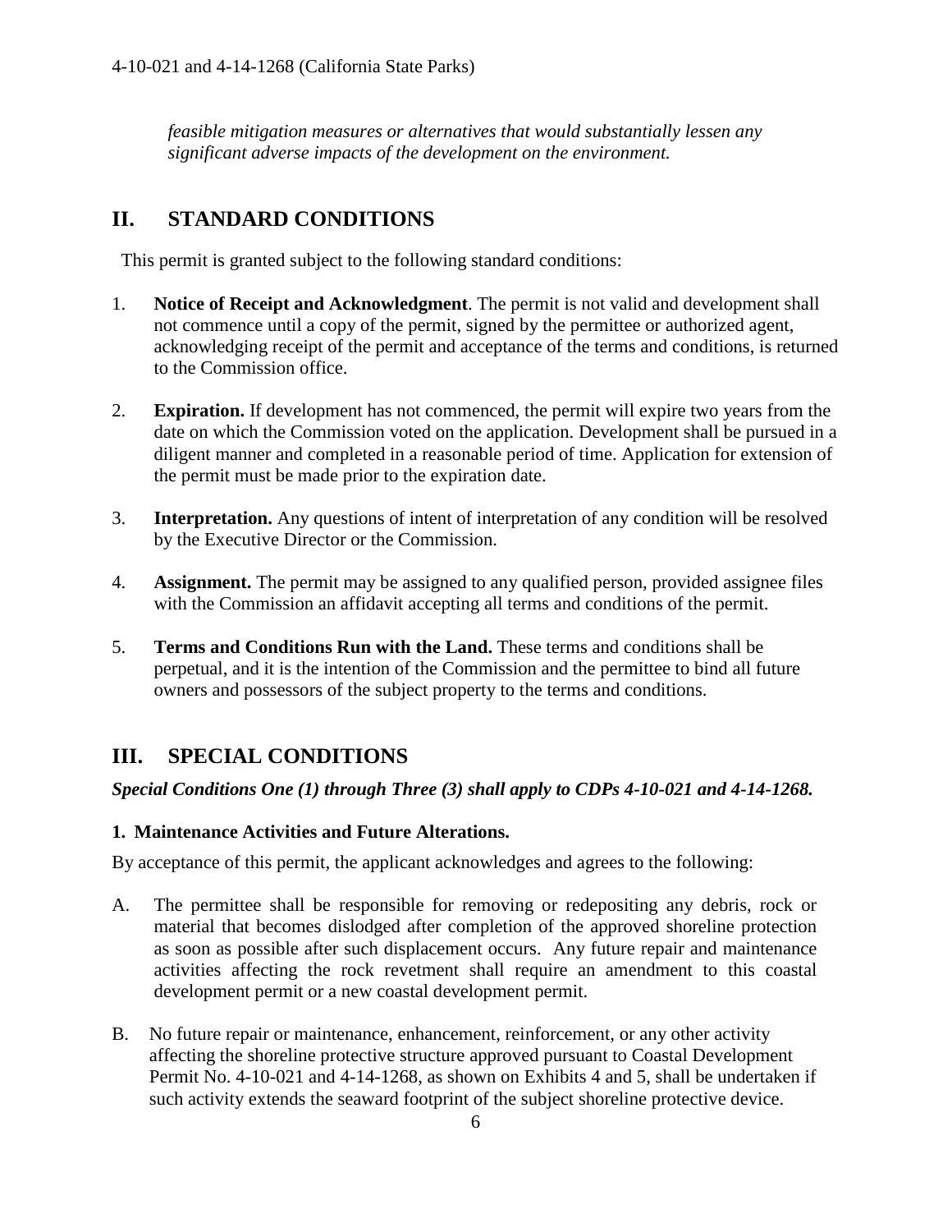*feasible mitigation measures or alternatives that would substantially lessen any significant adverse impacts of the development on the environment.*

## II. STANDARD CONDITIONS

This permit is granted subject to the following standard conditions:

1. **Notice of Receipt and Acknowledgment**. The permit is not valid and development shall not commence until a copy of the permit, signed by the permittee or authorized agent, acknowledging receipt of the permit and acceptance of the terms and conditions, is returned to the Commission office.

2. **Expiration.** If development has not commenced, the permit will expire two years from the date on which the Commission voted on the application. Development shall be pursued in a diligent manner and completed in a reasonable period of time. Application for extension of the permit must be made prior to the expiration date.

3. **Interpretation.** Any questions of intent of interpretation of any condition will be resolved by the Executive Director or the Commission.

4. **Assignment.** The permit may be assigned to any qualified person, provided assignee files with the Commission an affidavit accepting all terms and conditions of the permit.

5. **Terms and Conditions Run with the Land.** These terms and conditions shall be perpetual, and it is the intention of the Commission and the permittee to bind all future owners and possessors of the subject property to the terms and conditions.

## III. SPECIAL CONDITIONS

***Special Conditions One (1) through Three (3) shall apply to CDPs 4-10-021 and 4-14-1268.***

### 1. Maintenance Activities and Future Alterations.

By acceptance of this permit, the applicant acknowledges and agrees to the following:

A. The permittee shall be responsible for removing or redepositing any debris, rock or material that becomes dislodged after completion of the approved shoreline protection as soon as possible after such displacement occurs. Any future repair and maintenance activities affecting the rock revetment shall require an amendment to this coastal development permit or a new coastal development permit.

B. No future repair or maintenance, enhancement, reinforcement, or any other activity affecting the shoreline protective structure approved pursuant to Coastal Development Permit No. 4-10-021 and 4-14-1268, as shown on Exhibits 4 and 5, shall be undertaken if such activity extends the seaward footprint of the subject shoreline protective device.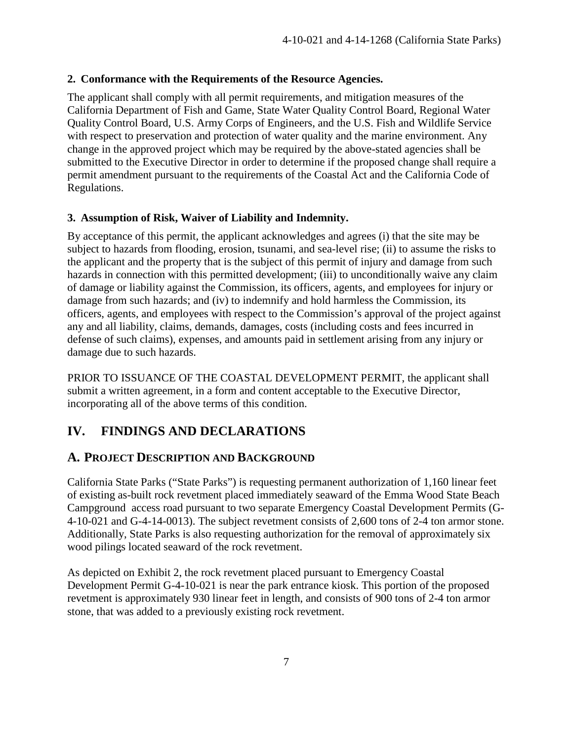**2. Conformance with the Requirements of the Resource Agencies.**

The applicant shall comply with all permit requirements, and mitigation measures of the California Department of Fish and Game, State Water Quality Control Board, Regional Water Quality Control Board, U.S. Army Corps of Engineers, and the U.S. Fish and Wildlife Service with respect to preservation and protection of water quality and the marine environment. Any change in the approved project which may be required by the above-stated agencies shall be submitted to the Executive Director in order to determine if the proposed change shall require a permit amendment pursuant to the requirements of the Coastal Act and the California Code of Regulations.

**3. Assumption of Risk, Waiver of Liability and Indemnity.**

By acceptance of this permit, the applicant acknowledges and agrees (i) that the site may be subject to hazards from flooding, erosion, tsunami, and sea-level rise; (ii) to assume the risks to the applicant and the property that is the subject of this permit of injury and damage from such hazards in connection with this permitted development; (iii) to unconditionally waive any claim of damage or liability against the Commission, its officers, agents, and employees for injury or damage from such hazards; and (iv) to indemnify and hold harmless the Commission, its officers, agents, and employees with respect to the Commission's approval of the project against any and all liability, claims, demands, damages, costs (including costs and fees incurred in defense of such claims), expenses, and amounts paid in settlement arising from any injury or damage due to such hazards.

PRIOR TO ISSUANCE OF THE COASTAL DEVELOPMENT PERMIT, the applicant shall submit a written agreement, in a form and content acceptable to the Executive Director, incorporating all of the above terms of this condition.

# IV. FINDINGS AND DECLARATIONS

## A. PROJECT DESCRIPTION AND BACKGROUND

California State Parks ("State Parks") is requesting permanent authorization of 1,160 linear feet of existing as-built rock revetment placed immediately seaward of the Emma Wood State Beach Campground access road pursuant to two separate Emergency Coastal Development Permits (G-4-10-021 and G-4-14-0013). The subject revetment consists of 2,600 tons of 2-4 ton armor stone. Additionally, State Parks is also requesting authorization for the removal of approximately six wood pilings located seaward of the rock revetment.

As depicted on Exhibit 2, the rock revetment placed pursuant to Emergency Coastal Development Permit G-4-10-021 is near the park entrance kiosk. This portion of the proposed revetment is approximately 930 linear feet in length, and consists of 900 tons of 2-4 ton armor stone, that was added to a previously existing rock revetment.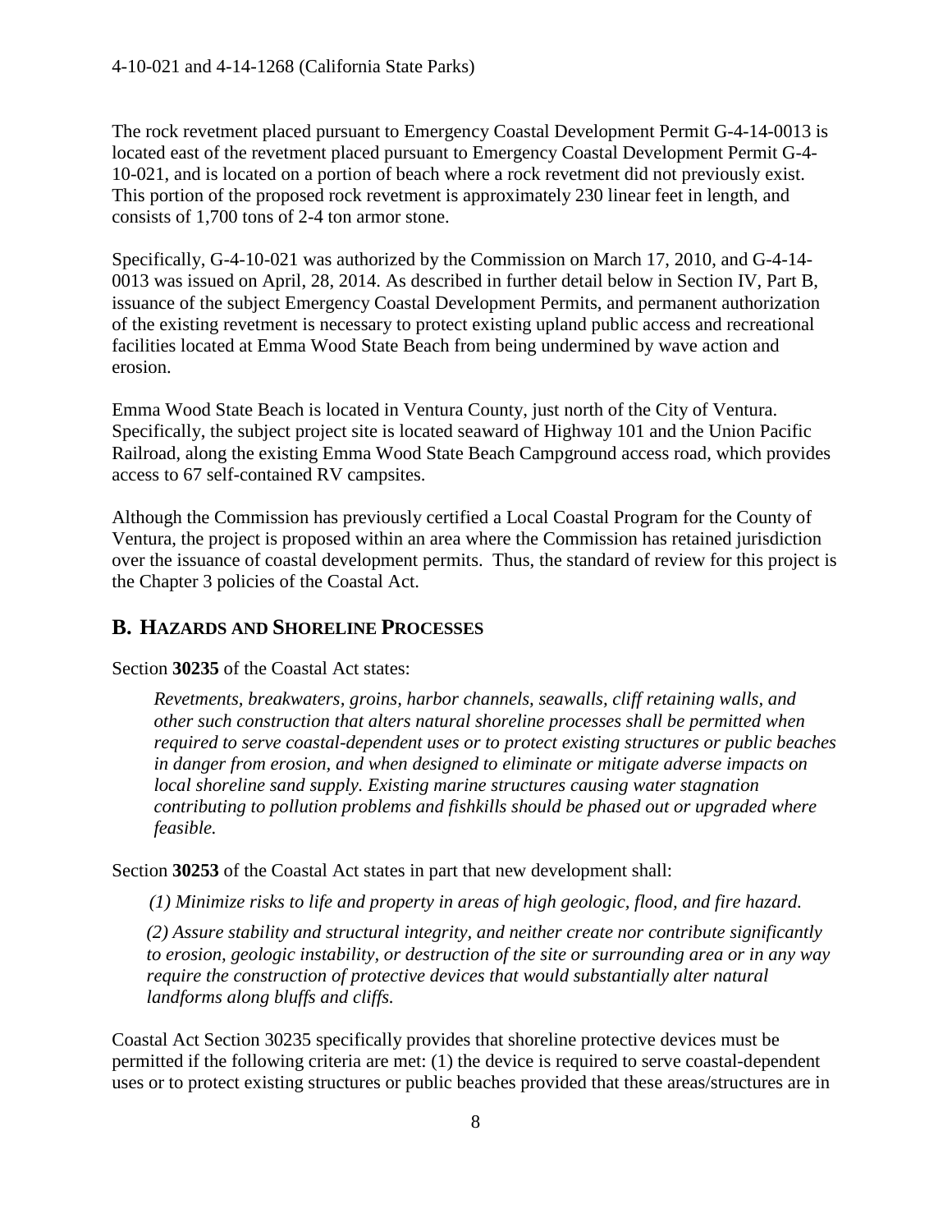The rock revetment placed pursuant to Emergency Coastal Development Permit G-4-14-0013 is located east of the revetment placed pursuant to Emergency Coastal Development Permit G-4-10-021, and is located on a portion of beach where a rock revetment did not previously exist. This portion of the proposed rock revetment is approximately 230 linear feet in length, and consists of 1,700 tons of 2-4 ton armor stone.

Specifically, G-4-10-021 was authorized by the Commission on March 17, 2010, and G-4-14-0013 was issued on April, 28, 2014. As described in further detail below in Section IV, Part B, issuance of the subject Emergency Coastal Development Permits, and permanent authorization of the existing revetment is necessary to protect existing upland public access and recreational facilities located at Emma Wood State Beach from being undermined by wave action and erosion.

Emma Wood State Beach is located in Ventura County, just north of the City of Ventura. Specifically, the subject project site is located seaward of Highway 101 and the Union Pacific Railroad, along the existing Emma Wood State Beach Campground access road, which provides access to 67 self-contained RV campsites.

Although the Commission has previously certified a Local Coastal Program for the County of Ventura, the project is proposed within an area where the Commission has retained jurisdiction over the issuance of coastal development permits. Thus, the standard of review for this project is the Chapter 3 policies of the Coastal Act.

## B. HAZARDS AND SHORELINE PROCESSES

Section **30235** of the Coastal Act states:

> *Revetments, breakwaters, groins, harbor channels, seawalls, cliff retaining walls, and other such construction that alters natural shoreline processes shall be permitted when required to serve coastal-dependent uses or to protect existing structures or public beaches in danger from erosion, and when designed to eliminate or mitigate adverse impacts on local shoreline sand supply. Existing marine structures causing water stagnation contributing to pollution problems and fishkills should be phased out or upgraded where feasible.*

Section **30253** of the Coastal Act states in part that new development shall:

> *(1) Minimize risks to life and property in areas of high geologic, flood, and fire hazard.*
>
> *(2) Assure stability and structural integrity, and neither create nor contribute significantly to erosion, geologic instability, or destruction of the site or surrounding area or in any way require the construction of protective devices that would substantially alter natural landforms along bluffs and cliffs.*

Coastal Act Section 30235 specifically provides that shoreline protective devices must be permitted if the following criteria are met: (1) the device is required to serve coastal-dependent uses or to protect existing structures or public beaches provided that these areas/structures are in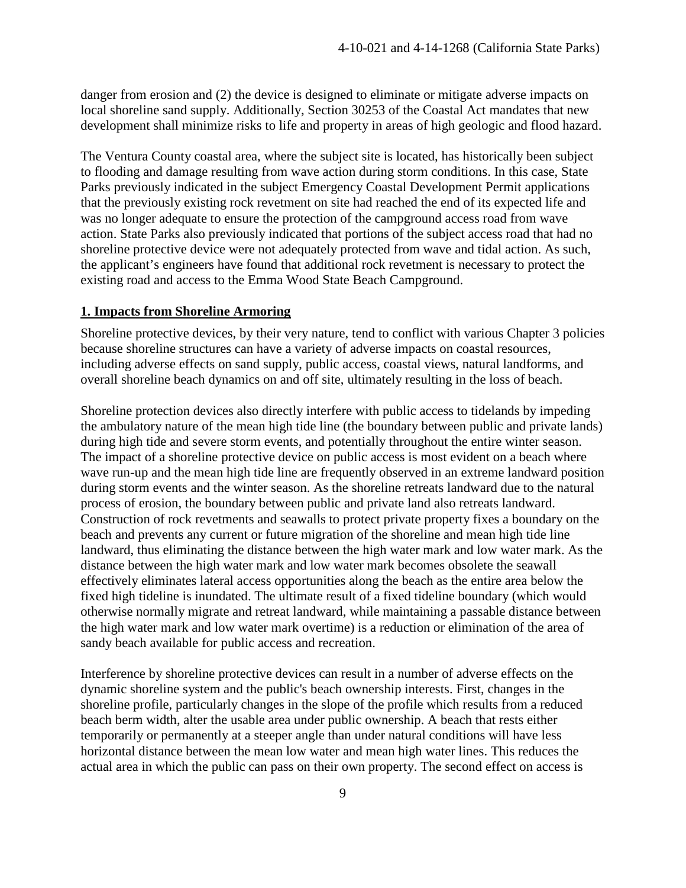danger from erosion and (2) the device is designed to eliminate or mitigate adverse impacts on local shoreline sand supply. Additionally, Section 30253 of the Coastal Act mandates that new development shall minimize risks to life and property in areas of high geologic and flood hazard.

The Ventura County coastal area, where the subject site is located, has historically been subject to flooding and damage resulting from wave action during storm conditions. In this case, State Parks previously indicated in the subject Emergency Coastal Development Permit applications that the previously existing rock revetment on site had reached the end of its expected life and was no longer adequate to ensure the protection of the campground access road from wave action. State Parks also previously indicated that portions of the subject access road that had no shoreline protective device were not adequately protected from wave and tidal action. As such, the applicant's engineers have found that additional rock revetment is necessary to protect the existing road and access to the Emma Wood State Beach Campground.

**1. Impacts from Shoreline Armoring**

Shoreline protective devices, by their very nature, tend to conflict with various Chapter 3 policies because shoreline structures can have a variety of adverse impacts on coastal resources, including adverse effects on sand supply, public access, coastal views, natural landforms, and overall shoreline beach dynamics on and off site, ultimately resulting in the loss of beach.

Shoreline protection devices also directly interfere with public access to tidelands by impeding the ambulatory nature of the mean high tide line (the boundary between public and private lands) during high tide and severe storm events, and potentially throughout the entire winter season. The impact of a shoreline protective device on public access is most evident on a beach where wave run-up and the mean high tide line are frequently observed in an extreme landward position during storm events and the winter season. As the shoreline retreats landward due to the natural process of erosion, the boundary between public and private land also retreats landward. Construction of rock revetments and seawalls to protect private property fixes a boundary on the beach and prevents any current or future migration of the shoreline and mean high tide line landward, thus eliminating the distance between the high water mark and low water mark. As the distance between the high water mark and low water mark becomes obsolete the seawall effectively eliminates lateral access opportunities along the beach as the entire area below the fixed high tideline is inundated. The ultimate result of a fixed tideline boundary (which would otherwise normally migrate and retreat landward, while maintaining a passable distance between the high water mark and low water mark overtime) is a reduction or elimination of the area of sandy beach available for public access and recreation.

Interference by shoreline protective devices can result in a number of adverse effects on the dynamic shoreline system and the public's beach ownership interests. First, changes in the shoreline profile, particularly changes in the slope of the profile which results from a reduced beach berm width, alter the usable area under public ownership. A beach that rests either temporarily or permanently at a steeper angle than under natural conditions will have less horizontal distance between the mean low water and mean high water lines. This reduces the actual area in which the public can pass on their own property. The second effect on access is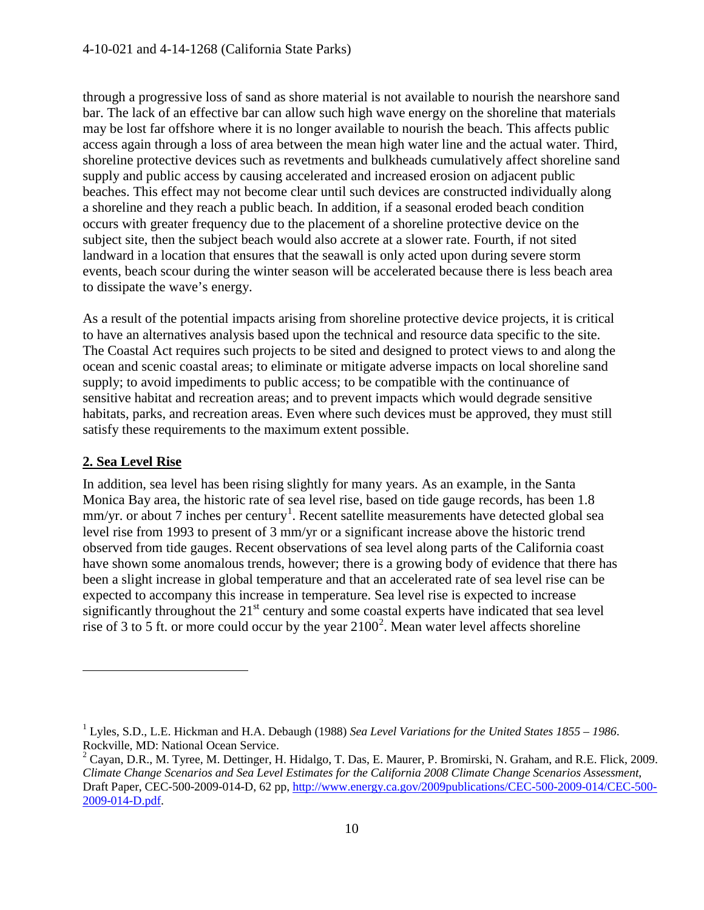through a progressive loss of sand as shore material is not available to nourish the nearshore sand bar. The lack of an effective bar can allow such high wave energy on the shoreline that materials may be lost far offshore where it is no longer available to nourish the beach. This affects public access again through a loss of area between the mean high water line and the actual water. Third, shoreline protective devices such as revetments and bulkheads cumulatively affect shoreline sand supply and public access by causing accelerated and increased erosion on adjacent public beaches. This effect may not become clear until such devices are constructed individually along a shoreline and they reach a public beach. In addition, if a seasonal eroded beach condition occurs with greater frequency due to the placement of a shoreline protective device on the subject site, then the subject beach would also accrete at a slower rate. Fourth, if not sited landward in a location that ensures that the seawall is only acted upon during severe storm events, beach scour during the winter season will be accelerated because there is less beach area to dissipate the wave's energy.

As a result of the potential impacts arising from shoreline protective device projects, it is critical to have an alternatives analysis based upon the technical and resource data specific to the site. The Coastal Act requires such projects to be sited and designed to protect views to and along the ocean and scenic coastal areas; to eliminate or mitigate adverse impacts on local shoreline sand supply; to avoid impediments to public access; to be compatible with the continuance of sensitive habitat and recreation areas; and to prevent impacts which would degrade sensitive habitats, parks, and recreation areas. Even where such devices must be approved, they must still satisfy these requirements to the maximum extent possible.

## 2. Sea Level Rise

In addition, sea level has been rising slightly for many years. As an example, in the Santa Monica Bay area, the historic rate of sea level rise, based on tide gauge records, has been 1.8 mm/yr. or about 7 inches per century[1]. Recent satellite measurements have detected global sea level rise from 1993 to present of 3 mm/yr or a significant increase above the historic trend observed from tide gauges. Recent observations of sea level along parts of the California coast have shown some anomalous trends, however; there is a growing body of evidence that there has been a slight increase in global temperature and that an accelerated rate of sea level rise can be expected to accompany this increase in temperature. Sea level rise is expected to increase significantly throughout the 21st century and some coastal experts have indicated that sea level rise of 3 to 5 ft. or more could occur by the year 2100[2]. Mean water level affects shoreline

---

[1] Lyles, S.D., L.E. Hickman and H.A. Debaugh (1988) *Sea Level Variations for the United States 1855 – 1986*. Rockville, MD: National Ocean Service.

[2] Cayan, D.R., M. Tyree, M. Dettinger, H. Hidalgo, T. Das, E. Maurer, P. Bromirski, N. Graham, and R.E. Flick, 2009. *Climate Change Scenarios and Sea Level Estimates for the California 2008 Climate Change Scenarios Assessment*, Draft Paper, CEC-500-2009-014-D, 62 pp, http://www.energy.ca.gov/2009publications/CEC-500-2009-014/CEC-500-2009-014-D.pdf.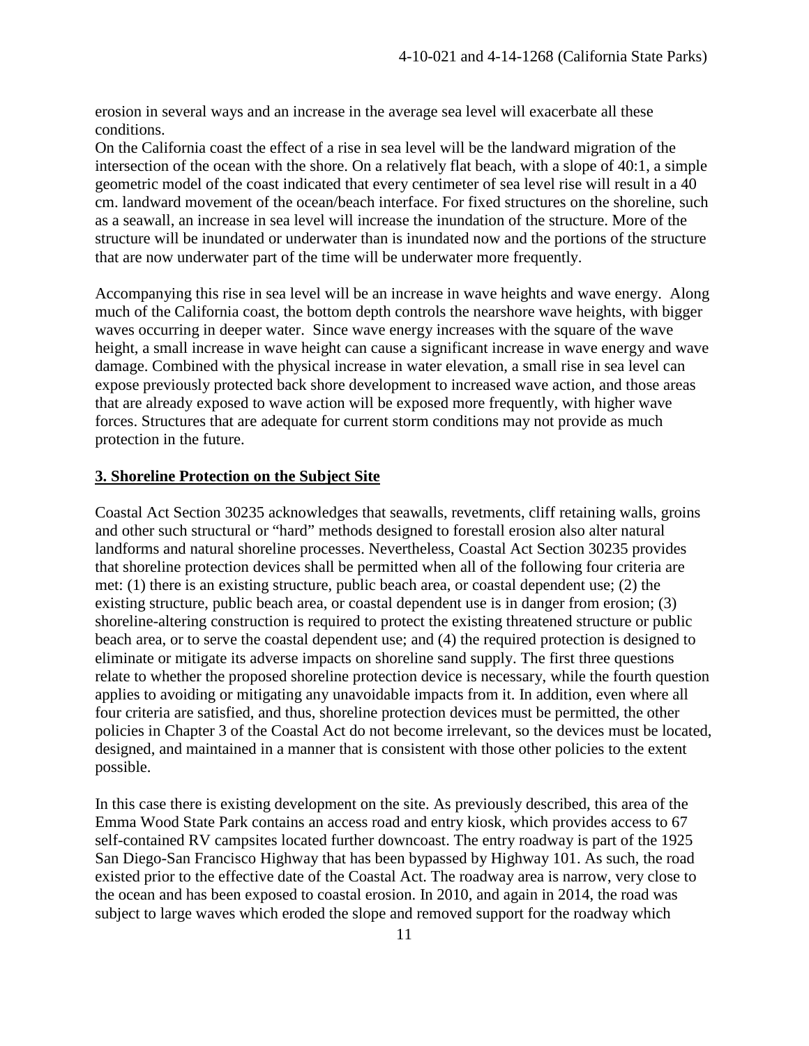erosion in several ways and an increase in the average sea level will exacerbate all these conditions.

On the California coast the effect of a rise in sea level will be the landward migration of the intersection of the ocean with the shore. On a relatively flat beach, with a slope of 40:1, a simple geometric model of the coast indicated that every centimeter of sea level rise will result in a 40 cm. landward movement of the ocean/beach interface. For fixed structures on the shoreline, such as a seawall, an increase in sea level will increase the inundation of the structure. More of the structure will be inundated or underwater than is inundated now and the portions of the structure that are now underwater part of the time will be underwater more frequently.

Accompanying this rise in sea level will be an increase in wave heights and wave energy. Along much of the California coast, the bottom depth controls the nearshore wave heights, with bigger waves occurring in deeper water. Since wave energy increases with the square of the wave height, a small increase in wave height can cause a significant increase in wave energy and wave damage. Combined with the physical increase in water elevation, a small rise in sea level can expose previously protected back shore development to increased wave action, and those areas that are already exposed to wave action will be exposed more frequently, with higher wave forces. Structures that are adequate for current storm conditions may not provide as much protection in the future.

### 3. Shoreline Protection on the Subject Site

Coastal Act Section 30235 acknowledges that seawalls, revetments, cliff retaining walls, groins and other such structural or "hard" methods designed to forestall erosion also alter natural landforms and natural shoreline processes. Nevertheless, Coastal Act Section 30235 provides that shoreline protection devices shall be permitted when all of the following four criteria are met: (1) there is an existing structure, public beach area, or coastal dependent use; (2) the existing structure, public beach area, or coastal dependent use is in danger from erosion; (3) shoreline-altering construction is required to protect the existing threatened structure or public beach area, or to serve the coastal dependent use; and (4) the required protection is designed to eliminate or mitigate its adverse impacts on shoreline sand supply. The first three questions relate to whether the proposed shoreline protection device is necessary, while the fourth question applies to avoiding or mitigating any unavoidable impacts from it. In addition, even where all four criteria are satisfied, and thus, shoreline protection devices must be permitted, the other policies in Chapter 3 of the Coastal Act do not become irrelevant, so the devices must be located, designed, and maintained in a manner that is consistent with those other policies to the extent possible.

In this case there is existing development on the site. As previously described, this area of the Emma Wood State Park contains an access road and entry kiosk, which provides access to 67 self-contained RV campsites located further downcoast. The entry roadway is part of the 1925 San Diego-San Francisco Highway that has been bypassed by Highway 101. As such, the road existed prior to the effective date of the Coastal Act. The roadway area is narrow, very close to the ocean and has been exposed to coastal erosion. In 2010, and again in 2014, the road was subject to large waves which eroded the slope and removed support for the roadway which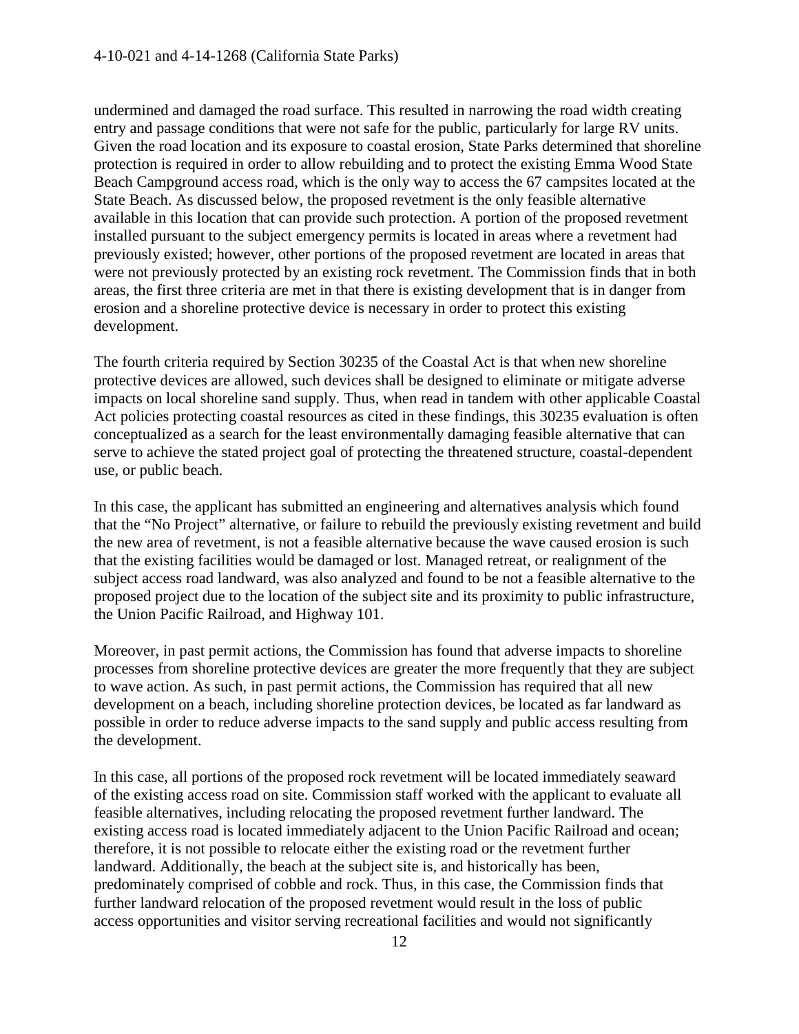undermined and damaged the road surface. This resulted in narrowing the road width creating entry and passage conditions that were not safe for the public, particularly for large RV units. Given the road location and its exposure to coastal erosion, State Parks determined that shoreline protection is required in order to allow rebuilding and to protect the existing Emma Wood State Beach Campground access road, which is the only way to access the 67 campsites located at the State Beach. As discussed below, the proposed revetment is the only feasible alternative available in this location that can provide such protection. A portion of the proposed revetment installed pursuant to the subject emergency permits is located in areas where a revetment had previously existed; however, other portions of the proposed revetment are located in areas that were not previously protected by an existing rock revetment. The Commission finds that in both areas, the first three criteria are met in that there is existing development that is in danger from erosion and a shoreline protective device is necessary in order to protect this existing development.

The fourth criteria required by Section 30235 of the Coastal Act is that when new shoreline protective devices are allowed, such devices shall be designed to eliminate or mitigate adverse impacts on local shoreline sand supply. Thus, when read in tandem with other applicable Coastal Act policies protecting coastal resources as cited in these findings, this 30235 evaluation is often conceptualized as a search for the least environmentally damaging feasible alternative that can serve to achieve the stated project goal of protecting the threatened structure, coastal-dependent use, or public beach.

In this case, the applicant has submitted an engineering and alternatives analysis which found that the "No Project" alternative, or failure to rebuild the previously existing revetment and build the new area of revetment, is not a feasible alternative because the wave caused erosion is such that the existing facilities would be damaged or lost. Managed retreat, or realignment of the subject access road landward, was also analyzed and found to be not a feasible alternative to the proposed project due to the location of the subject site and its proximity to public infrastructure, the Union Pacific Railroad, and Highway 101.

Moreover, in past permit actions, the Commission has found that adverse impacts to shoreline processes from shoreline protective devices are greater the more frequently that they are subject to wave action. As such, in past permit actions, the Commission has required that all new development on a beach, including shoreline protection devices, be located as far landward as possible in order to reduce adverse impacts to the sand supply and public access resulting from the development.

In this case, all portions of the proposed rock revetment will be located immediately seaward of the existing access road on site. Commission staff worked with the applicant to evaluate all feasible alternatives, including relocating the proposed revetment further landward. The existing access road is located immediately adjacent to the Union Pacific Railroad and ocean; therefore, it is not possible to relocate either the existing road or the revetment further landward. Additionally, the beach at the subject site is, and historically has been, predominately comprised of cobble and rock. Thus, in this case, the Commission finds that further landward relocation of the proposed revetment would result in the loss of public access opportunities and visitor serving recreational facilities and would not significantly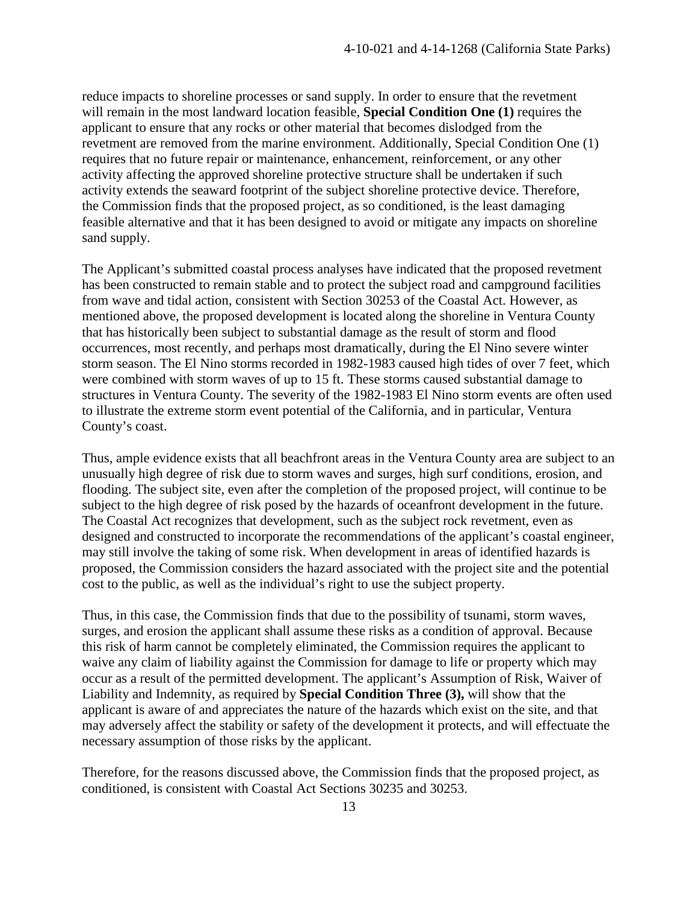reduce impacts to shoreline processes or sand supply. In order to ensure that the revetment will remain in the most landward location feasible, **Special Condition One (1)** requires the applicant to ensure that any rocks or other material that becomes dislodged from the revetment are removed from the marine environment. Additionally, Special Condition One (1) requires that no future repair or maintenance, enhancement, reinforcement, or any other activity affecting the approved shoreline protective structure shall be undertaken if such activity extends the seaward footprint of the subject shoreline protective device. Therefore, the Commission finds that the proposed project, as so conditioned, is the least damaging feasible alternative and that it has been designed to avoid or mitigate any impacts on shoreline sand supply.

The Applicant's submitted coastal process analyses have indicated that the proposed revetment has been constructed to remain stable and to protect the subject road and campground facilities from wave and tidal action, consistent with Section 30253 of the Coastal Act. However, as mentioned above, the proposed development is located along the shoreline in Ventura County that has historically been subject to substantial damage as the result of storm and flood occurrences, most recently, and perhaps most dramatically, during the El Nino severe winter storm season. The El Nino storms recorded in 1982-1983 caused high tides of over 7 feet, which were combined with storm waves of up to 15 ft. These storms caused substantial damage to structures in Ventura County. The severity of the 1982-1983 El Nino storm events are often used to illustrate the extreme storm event potential of the California, and in particular, Ventura County's coast.

Thus, ample evidence exists that all beachfront areas in the Ventura County area are subject to an unusually high degree of risk due to storm waves and surges, high surf conditions, erosion, and flooding. The subject site, even after the completion of the proposed project, will continue to be subject to the high degree of risk posed by the hazards of oceanfront development in the future. The Coastal Act recognizes that development, such as the subject rock revetment, even as designed and constructed to incorporate the recommendations of the applicant's coastal engineer, may still involve the taking of some risk. When development in areas of identified hazards is proposed, the Commission considers the hazard associated with the project site and the potential cost to the public, as well as the individual's right to use the subject property.

Thus, in this case, the Commission finds that due to the possibility of tsunami, storm waves, surges, and erosion the applicant shall assume these risks as a condition of approval. Because this risk of harm cannot be completely eliminated, the Commission requires the applicant to waive any claim of liability against the Commission for damage to life or property which may occur as a result of the permitted development. The applicant's Assumption of Risk, Waiver of Liability and Indemnity, as required by **Special Condition Three (3),** will show that the applicant is aware of and appreciates the nature of the hazards which exist on the site, and that may adversely affect the stability or safety of the development it protects, and will effectuate the necessary assumption of those risks by the applicant.

Therefore, for the reasons discussed above, the Commission finds that the proposed project, as conditioned, is consistent with Coastal Act Sections 30235 and 30253.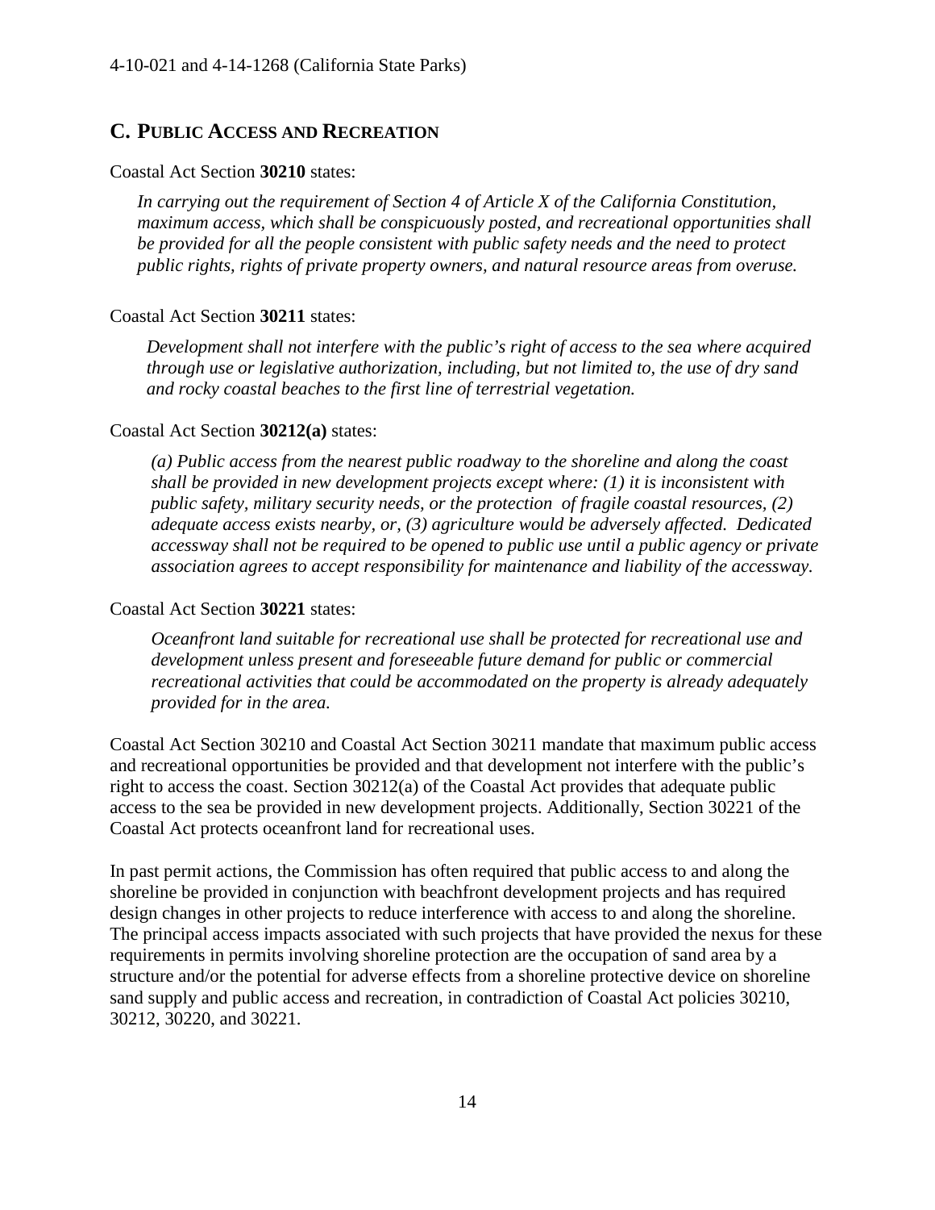## C. Public Access and Recreation

Coastal Act Section **30210** states:

> *In carrying out the requirement of Section 4 of Article X of the California Constitution, maximum access, which shall be conspicuously posted, and recreational opportunities shall be provided for all the people consistent with public safety needs and the need to protect public rights, rights of private property owners, and natural resource areas from overuse.*

Coastal Act Section **30211** states:

> *Development shall not interfere with the public's right of access to the sea where acquired through use or legislative authorization, including, but not limited to, the use of dry sand and rocky coastal beaches to the first line of terrestrial vegetation.*

Coastal Act Section **30212(a)** states:

> *(a) Public access from the nearest public roadway to the shoreline and along the coast shall be provided in new development projects except where: (1) it is inconsistent with public safety, military security needs, or the protection of fragile coastal resources, (2) adequate access exists nearby, or, (3) agriculture would be adversely affected. Dedicated accessway shall not be required to be opened to public use until a public agency or private association agrees to accept responsibility for maintenance and liability of the accessway.*

Coastal Act Section **30221** states:

> *Oceanfront land suitable for recreational use shall be protected for recreational use and development unless present and foreseeable future demand for public or commercial recreational activities that could be accommodated on the property is already adequately provided for in the area.*

Coastal Act Section 30210 and Coastal Act Section 30211 mandate that maximum public access and recreational opportunities be provided and that development not interfere with the public's right to access the coast. Section 30212(a) of the Coastal Act provides that adequate public access to the sea be provided in new development projects. Additionally, Section 30221 of the Coastal Act protects oceanfront land for recreational uses.

In past permit actions, the Commission has often required that public access to and along the shoreline be provided in conjunction with beachfront development projects and has required design changes in other projects to reduce interference with access to and along the shoreline. The principal access impacts associated with such projects that have provided the nexus for these requirements in permits involving shoreline protection are the occupation of sand area by a structure and/or the potential for adverse effects from a shoreline protective device on shoreline sand supply and public access and recreation, in contradiction of Coastal Act policies 30210, 30212, 30220, and 30221.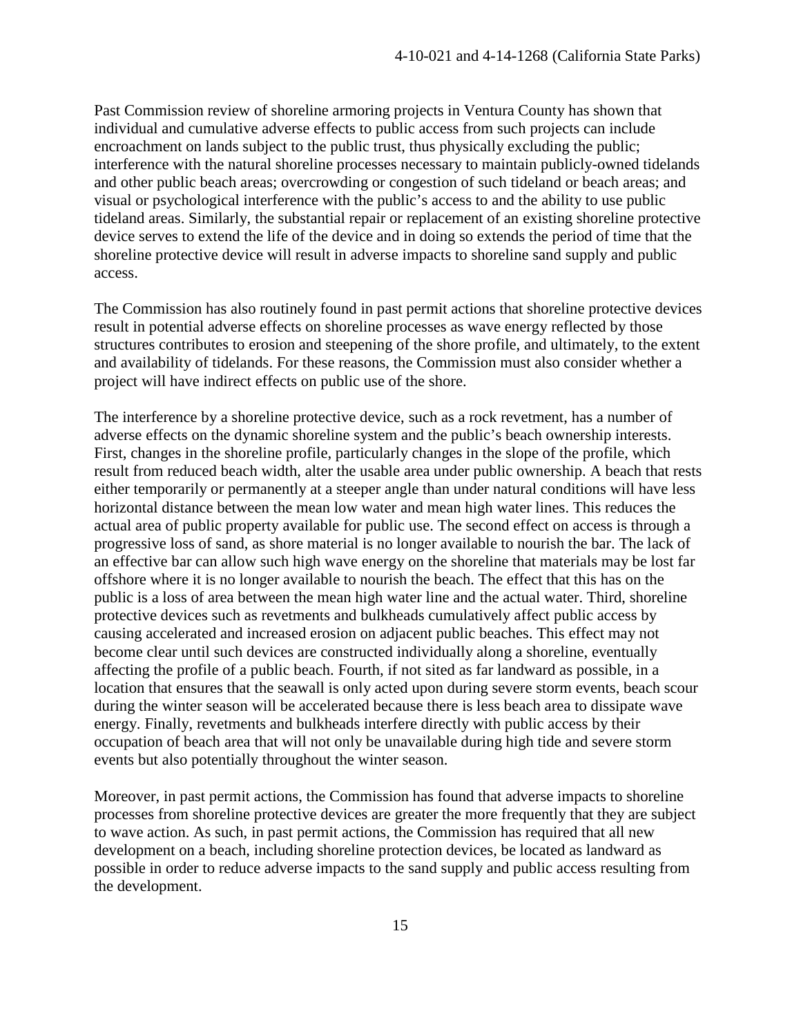Past Commission review of shoreline armoring projects in Ventura County has shown that individual and cumulative adverse effects to public access from such projects can include encroachment on lands subject to the public trust, thus physically excluding the public; interference with the natural shoreline processes necessary to maintain publicly-owned tidelands and other public beach areas; overcrowding or congestion of such tideland or beach areas; and visual or psychological interference with the public's access to and the ability to use public tideland areas. Similarly, the substantial repair or replacement of an existing shoreline protective device serves to extend the life of the device and in doing so extends the period of time that the shoreline protective device will result in adverse impacts to shoreline sand supply and public access.

The Commission has also routinely found in past permit actions that shoreline protective devices result in potential adverse effects on shoreline processes as wave energy reflected by those structures contributes to erosion and steepening of the shore profile, and ultimately, to the extent and availability of tidelands. For these reasons, the Commission must also consider whether a project will have indirect effects on public use of the shore.

The interference by a shoreline protective device, such as a rock revetment, has a number of adverse effects on the dynamic shoreline system and the public's beach ownership interests. First, changes in the shoreline profile, particularly changes in the slope of the profile, which result from reduced beach width, alter the usable area under public ownership. A beach that rests either temporarily or permanently at a steeper angle than under natural conditions will have less horizontal distance between the mean low water and mean high water lines. This reduces the actual area of public property available for public use. The second effect on access is through a progressive loss of sand, as shore material is no longer available to nourish the bar. The lack of an effective bar can allow such high wave energy on the shoreline that materials may be lost far offshore where it is no longer available to nourish the beach. The effect that this has on the public is a loss of area between the mean high water line and the actual water. Third, shoreline protective devices such as revetments and bulkheads cumulatively affect public access by causing accelerated and increased erosion on adjacent public beaches. This effect may not become clear until such devices are constructed individually along a shoreline, eventually affecting the profile of a public beach. Fourth, if not sited as far landward as possible, in a location that ensures that the seawall is only acted upon during severe storm events, beach scour during the winter season will be accelerated because there is less beach area to dissipate wave energy. Finally, revetments and bulkheads interfere directly with public access by their occupation of beach area that will not only be unavailable during high tide and severe storm events but also potentially throughout the winter season.

Moreover, in past permit actions, the Commission has found that adverse impacts to shoreline processes from shoreline protective devices are greater the more frequently that they are subject to wave action. As such, in past permit actions, the Commission has required that all new development on a beach, including shoreline protection devices, be located as landward as possible in order to reduce adverse impacts to the sand supply and public access resulting from the development.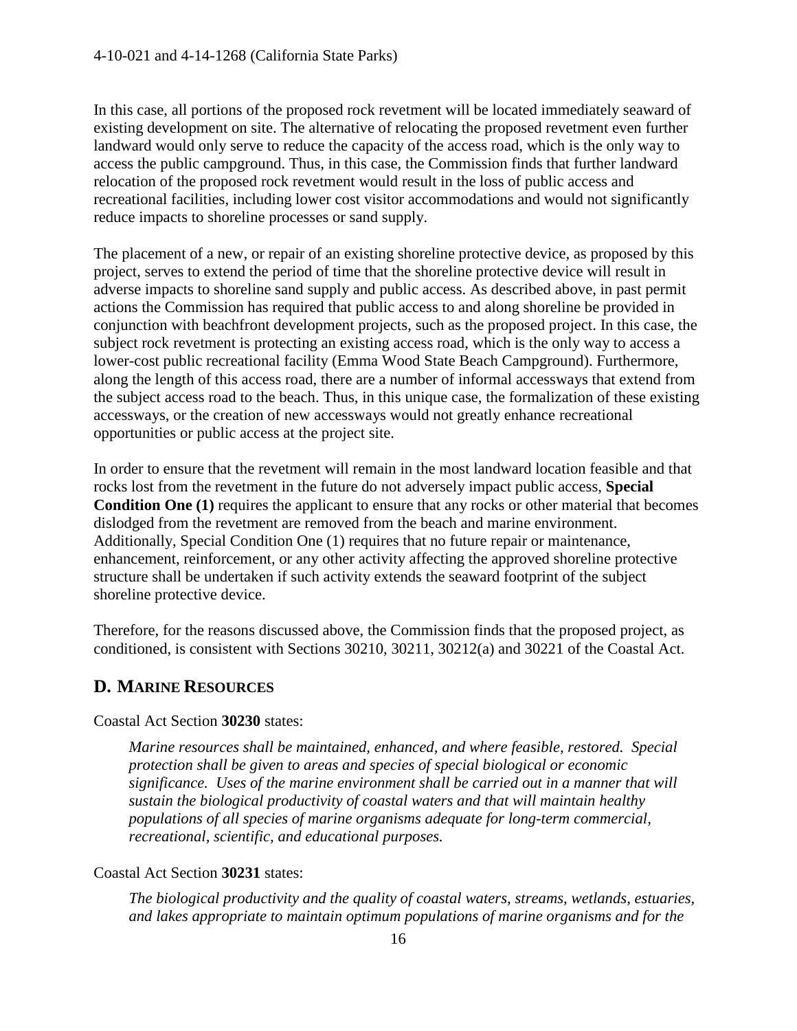In this case, all portions of the proposed rock revetment will be located immediately seaward of existing development on site. The alternative of relocating the proposed revetment even further landward would only serve to reduce the capacity of the access road, which is the only way to access the public campground. Thus, in this case, the Commission finds that further landward relocation of the proposed rock revetment would result in the loss of public access and recreational facilities, including lower cost visitor accommodations and would not significantly reduce impacts to shoreline processes or sand supply.

The placement of a new, or repair of an existing shoreline protective device, as proposed by this project, serves to extend the period of time that the shoreline protective device will result in adverse impacts to shoreline sand supply and public access. As described above, in past permit actions the Commission has required that public access to and along shoreline be provided in conjunction with beachfront development projects, such as the proposed project. In this case, the subject rock revetment is protecting an existing access road, which is the only way to access a lower-cost public recreational facility (Emma Wood State Beach Campground). Furthermore, along the length of this access road, there are a number of informal accessways that extend from the subject access road to the beach. Thus, in this unique case, the formalization of these existing accessways, or the creation of new accessways would not greatly enhance recreational opportunities or public access at the project site.

In order to ensure that the revetment will remain in the most landward location feasible and that rocks lost from the revetment in the future do not adversely impact public access, **Special Condition One (1)** requires the applicant to ensure that any rocks or other material that becomes dislodged from the revetment are removed from the beach and marine environment. Additionally, Special Condition One (1) requires that no future repair or maintenance, enhancement, reinforcement, or any other activity affecting the approved shoreline protective structure shall be undertaken if such activity extends the seaward footprint of the subject shoreline protective device.

Therefore, for the reasons discussed above, the Commission finds that the proposed project, as conditioned, is consistent with Sections 30210, 30211, 30212(a) and 30221 of the Coastal Act.

## D. MARINE RESOURCES

Coastal Act Section **30230** states:

> *Marine resources shall be maintained, enhanced, and where feasible, restored. Special protection shall be given to areas and species of special biological or economic significance. Uses of the marine environment shall be carried out in a manner that will sustain the biological productivity of coastal waters and that will maintain healthy populations of all species of marine organisms adequate for long-term commercial, recreational, scientific, and educational purposes.*

Coastal Act Section **30231** states:

> *The biological productivity and the quality of coastal waters, streams, wetlands, estuaries, and lakes appropriate to maintain optimum populations of marine organisms and for the*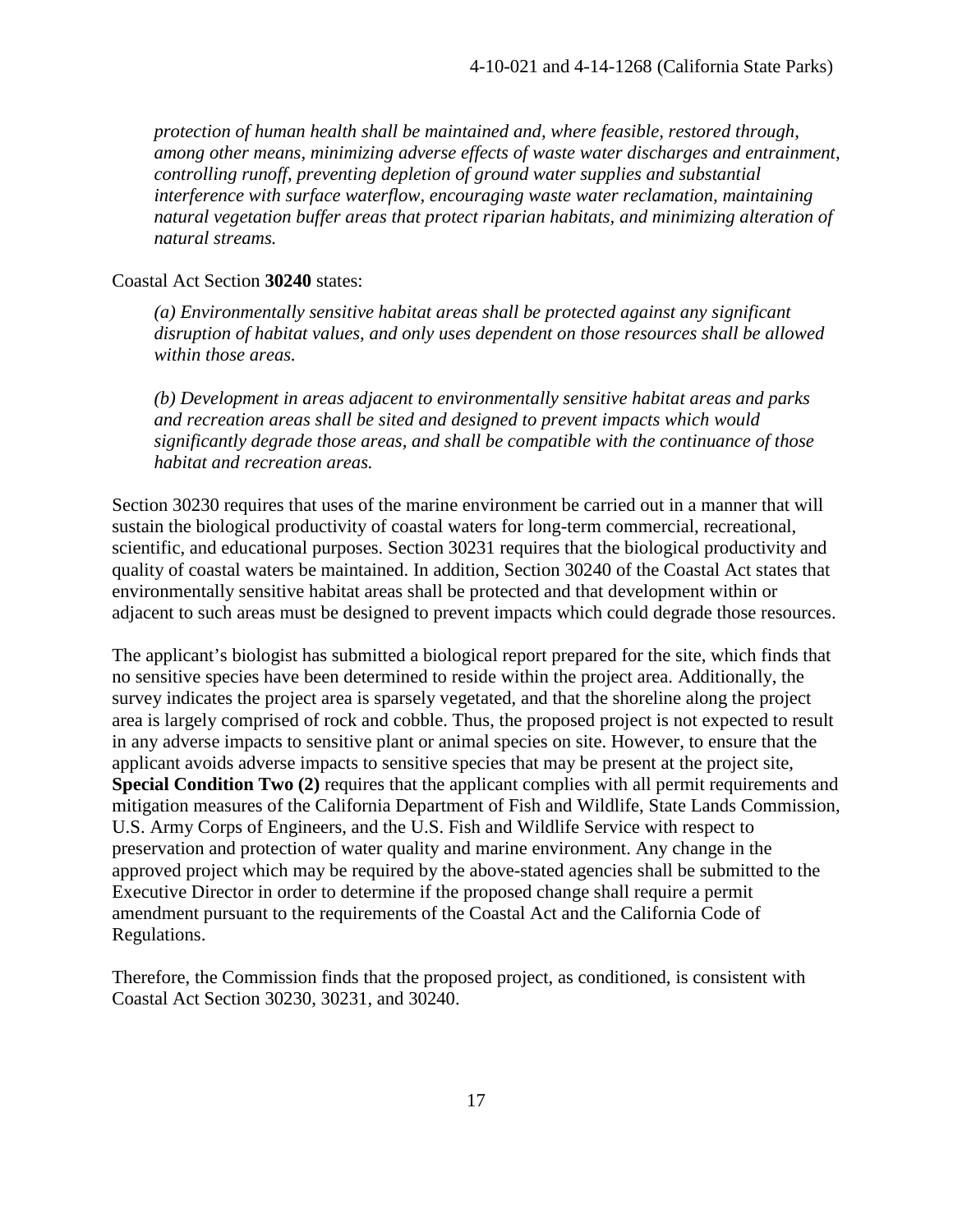*protection of human health shall be maintained and, where feasible, restored through, among other means, minimizing adverse effects of waste water discharges and entrainment, controlling runoff, preventing depletion of ground water supplies and substantial interference with surface waterflow, encouraging waste water reclamation, maintaining natural vegetation buffer areas that protect riparian habitats, and minimizing alteration of natural streams.*

Coastal Act Section **30240** states:

*(a) Environmentally sensitive habitat areas shall be protected against any significant disruption of habitat values, and only uses dependent on those resources shall be allowed within those areas.*

*(b) Development in areas adjacent to environmentally sensitive habitat areas and parks and recreation areas shall be sited and designed to prevent impacts which would significantly degrade those areas, and shall be compatible with the continuance of those habitat and recreation areas.*

Section 30230 requires that uses of the marine environment be carried out in a manner that will sustain the biological productivity of coastal waters for long-term commercial, recreational, scientific, and educational purposes. Section 30231 requires that the biological productivity and quality of coastal waters be maintained. In addition, Section 30240 of the Coastal Act states that environmentally sensitive habitat areas shall be protected and that development within or adjacent to such areas must be designed to prevent impacts which could degrade those resources.

The applicant's biologist has submitted a biological report prepared for the site, which finds that no sensitive species have been determined to reside within the project area. Additionally, the survey indicates the project area is sparsely vegetated, and that the shoreline along the project area is largely comprised of rock and cobble. Thus, the proposed project is not expected to result in any adverse impacts to sensitive plant or animal species on site. However, to ensure that the applicant avoids adverse impacts to sensitive species that may be present at the project site, **Special Condition Two (2)** requires that the applicant complies with all permit requirements and mitigation measures of the California Department of Fish and Wildlife, State Lands Commission, U.S. Army Corps of Engineers, and the U.S. Fish and Wildlife Service with respect to preservation and protection of water quality and marine environment. Any change in the approved project which may be required by the above-stated agencies shall be submitted to the Executive Director in order to determine if the proposed change shall require a permit amendment pursuant to the requirements of the Coastal Act and the California Code of Regulations.

Therefore, the Commission finds that the proposed project, as conditioned, is consistent with Coastal Act Section 30230, 30231, and 30240.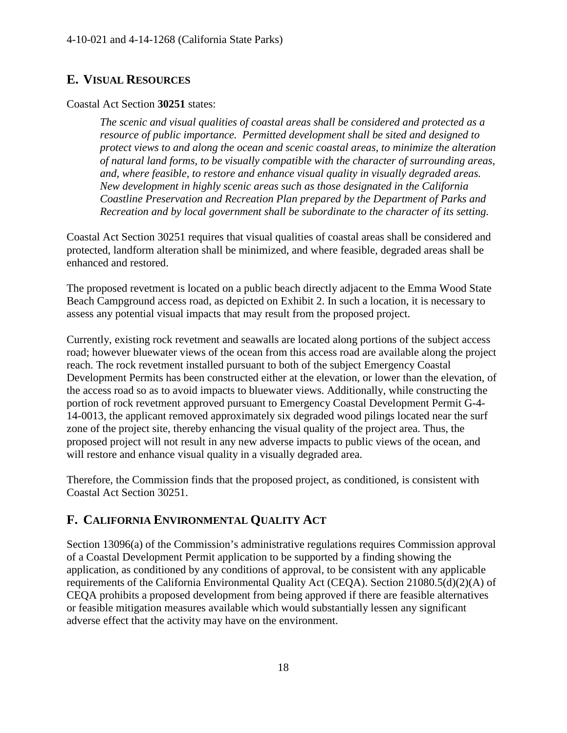## E. VISUAL RESOURCES

Coastal Act Section **30251** states:

> *The scenic and visual qualities of coastal areas shall be considered and protected as a resource of public importance. Permitted development shall be sited and designed to protect views to and along the ocean and scenic coastal areas, to minimize the alteration of natural land forms, to be visually compatible with the character of surrounding areas, and, where feasible, to restore and enhance visual quality in visually degraded areas. New development in highly scenic areas such as those designated in the California Coastline Preservation and Recreation Plan prepared by the Department of Parks and Recreation and by local government shall be subordinate to the character of its setting.*

Coastal Act Section 30251 requires that visual qualities of coastal areas shall be considered and protected, landform alteration shall be minimized, and where feasible, degraded areas shall be enhanced and restored.

The proposed revetment is located on a public beach directly adjacent to the Emma Wood State Beach Campground access road, as depicted on Exhibit 2. In such a location, it is necessary to assess any potential visual impacts that may result from the proposed project.

Currently, existing rock revetment and seawalls are located along portions of the subject access road; however bluewater views of the ocean from this access road are available along the project reach. The rock revetment installed pursuant to both of the subject Emergency Coastal Development Permits has been constructed either at the elevation, or lower than the elevation, of the access road so as to avoid impacts to bluewater views. Additionally, while constructing the portion of rock revetment approved pursuant to Emergency Coastal Development Permit G-4-14-0013, the applicant removed approximately six degraded wood pilings located near the surf zone of the project site, thereby enhancing the visual quality of the project area. Thus, the proposed project will not result in any new adverse impacts to public views of the ocean, and will restore and enhance visual quality in a visually degraded area.

Therefore, the Commission finds that the proposed project, as conditioned, is consistent with Coastal Act Section 30251.

## F. CALIFORNIA ENVIRONMENTAL QUALITY ACT

Section 13096(a) of the Commission's administrative regulations requires Commission approval of a Coastal Development Permit application to be supported by a finding showing the application, as conditioned by any conditions of approval, to be consistent with any applicable requirements of the California Environmental Quality Act (CEQA). Section 21080.5(d)(2)(A) of CEQA prohibits a proposed development from being approved if there are feasible alternatives or feasible mitigation measures available which would substantially lessen any significant adverse effect that the activity may have on the environment.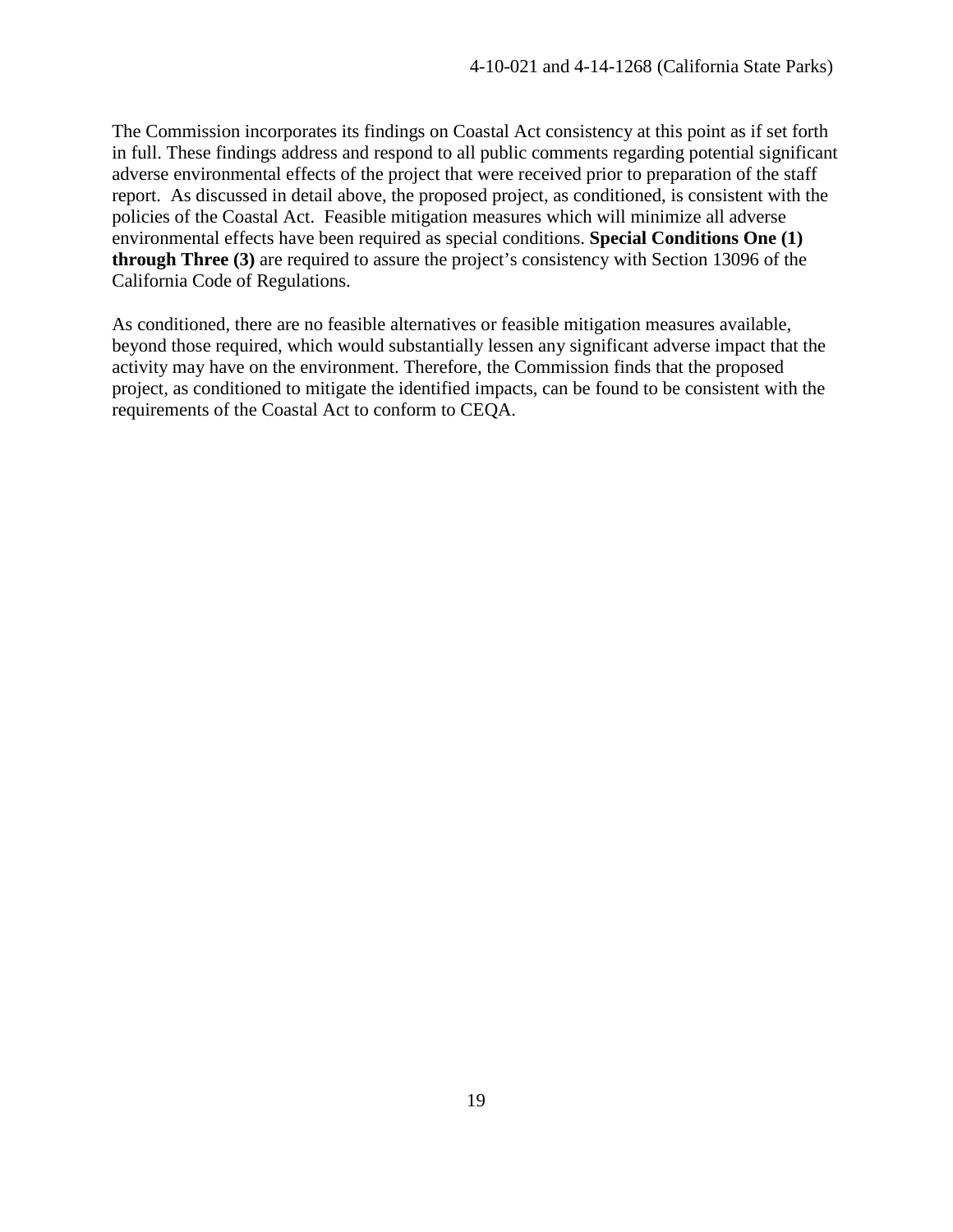The Commission incorporates its findings on Coastal Act consistency at this point as if set forth in full. These findings address and respond to all public comments regarding potential significant adverse environmental effects of the project that were received prior to preparation of the staff report. As discussed in detail above, the proposed project, as conditioned, is consistent with the policies of the Coastal Act. Feasible mitigation measures which will minimize all adverse environmental effects have been required as special conditions. **Special Conditions One (1) through Three (3)** are required to assure the project's consistency with Section 13096 of the California Code of Regulations.

As conditioned, there are no feasible alternatives or feasible mitigation measures available, beyond those required, which would substantially lessen any significant adverse impact that the activity may have on the environment. Therefore, the Commission finds that the proposed project, as conditioned to mitigate the identified impacts, can be found to be consistent with the requirements of the Coastal Act to conform to CEQA.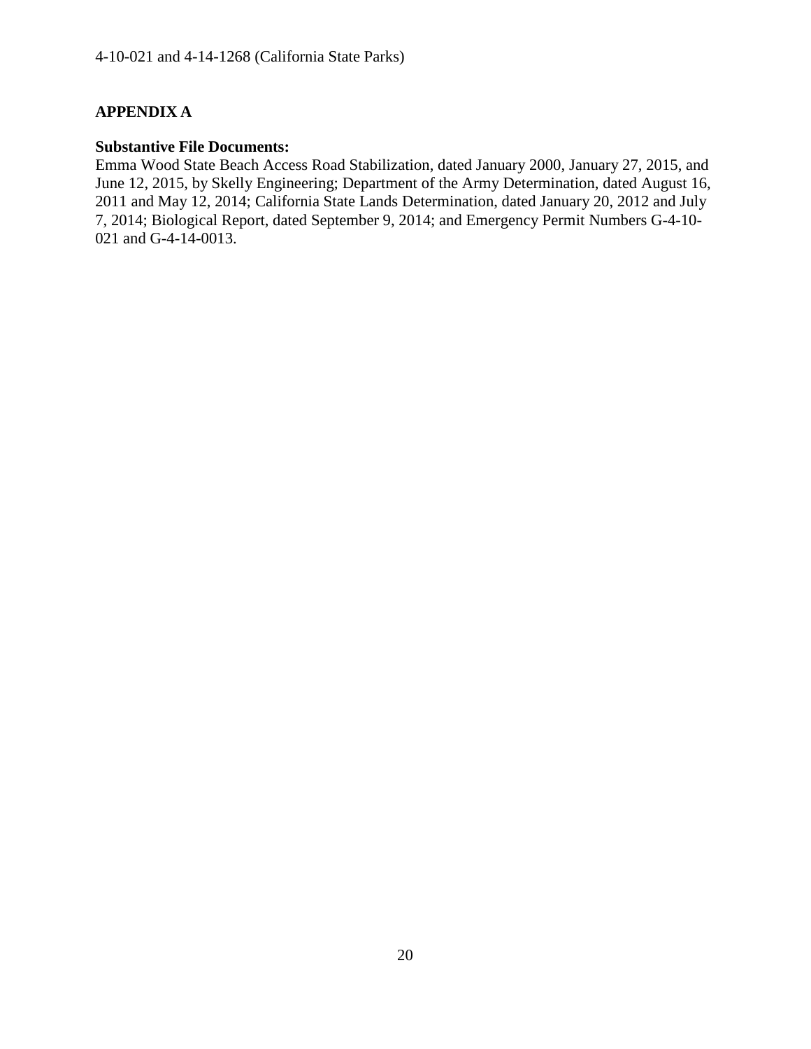## APPENDIX A

**Substantive File Documents:**

Emma Wood State Beach Access Road Stabilization, dated January 2000, January 27, 2015, and June 12, 2015, by Skelly Engineering; Department of the Army Determination, dated August 16, 2011 and May 12, 2014; California State Lands Determination, dated January 20, 2012 and July 7, 2014; Biological Report, dated September 9, 2014; and Emergency Permit Numbers G-4-10-021 and G-4-14-0013.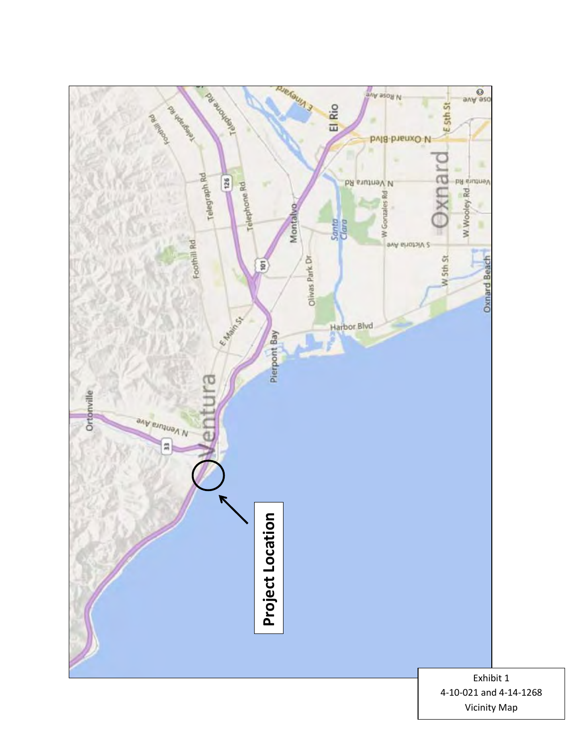Project Location

Exhibit 1
4-10-021 and 4-14-1268
Vicinity Map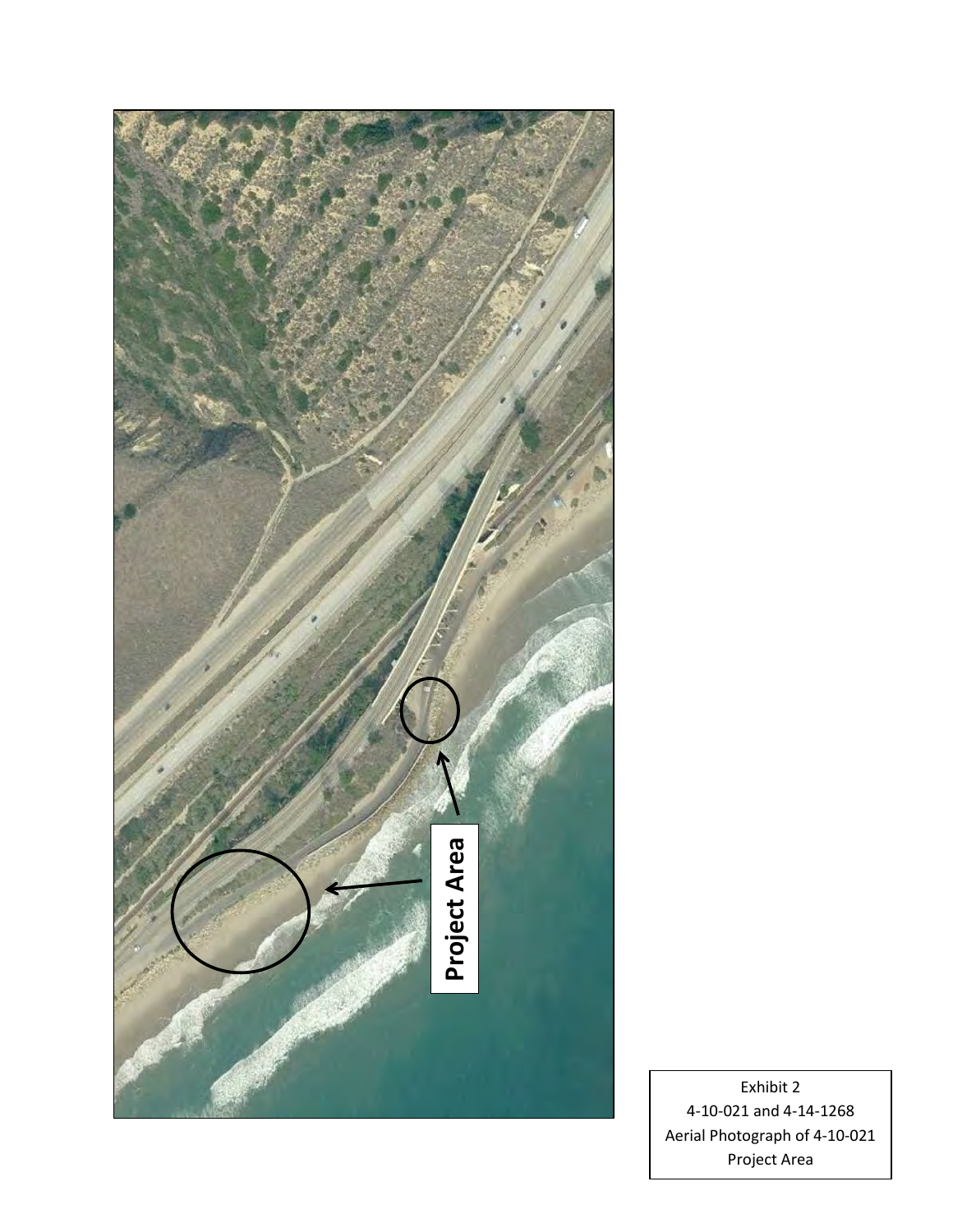Project Area

Exhibit 2
4-10-021 and 4-14-1268
Aerial Photograph of 4-10-021
Project Area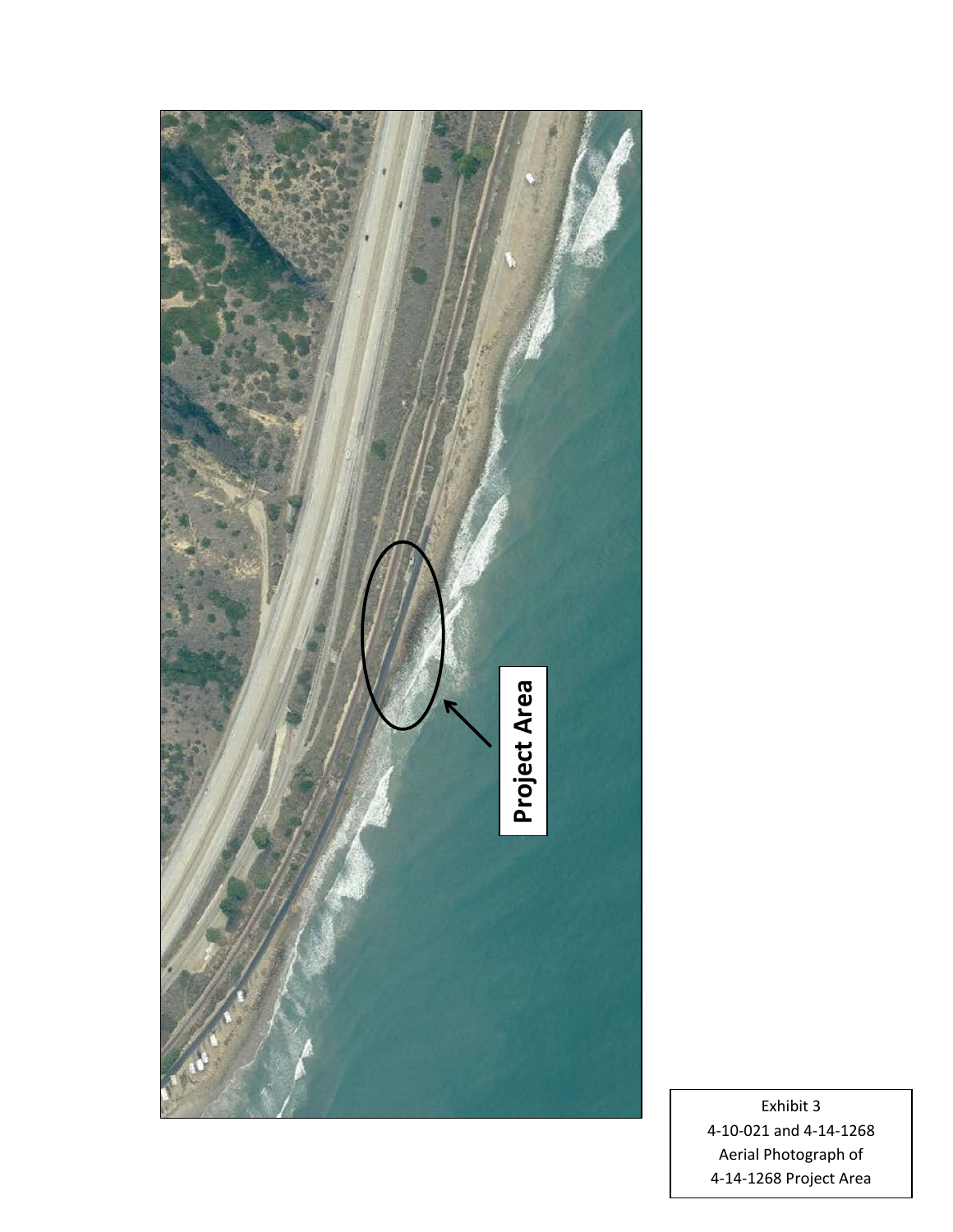Project Area

Exhibit 3
4-10-021 and 4-14-1268
Aerial Photograph of
4-14-1268 Project Area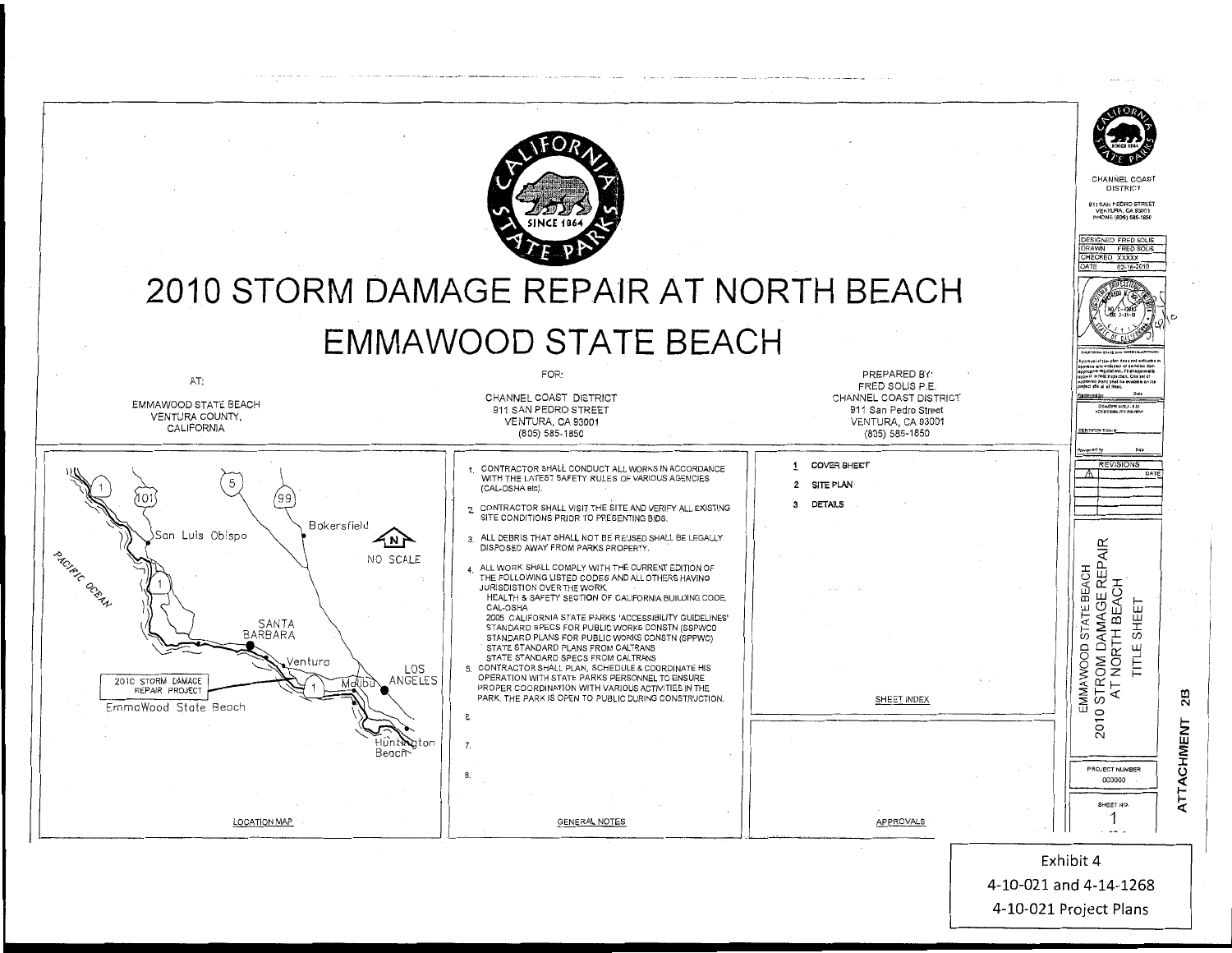# 2010 STORM DAMAGE REPAIR AT NORTH BEACH

# EMMAWOOD STATE BEACH

AT:

EMMAWOOD STATE BEACH
VENTURA COUNTY,
CALIFORNIA

FOR:

CHANNEL COAST DISTRICT
911 SAN PEDRO STREET
VENTURA, CA 93001
(805) 585-1850

PREPARED BY:
FRED SOLIS P.E.
CHANNEL COAST DISTRICT
911 San Pedro Street
VENTURA, CA 93001
(805) 585-1850

## LOCATION MAP

1, 5, 101, 99, 1, 1

San Luis Obispo
Bakersfield
N
NO SCALE
PACIFIC OCEAN
SANTA BARBARA
Ventura
LOS ANGELES
Malibu
Huntington Beach
2010 STORM DAMAGE REPAIR PROJECT
EmmaWood State Beach

## GENERAL NOTES

1. CONTRACTOR SHALL CONDUCT ALL WORKS IN ACCORDANCE WITH THE LATEST SAFETY RULES OF VARIOUS AGENCIES (CAL-OSHA etc).
2. CONTRACTOR SHALL VISIT THE SITE AND VERIFY ALL EXISTING SITE CONDITIONS PRIOR TO PRESENTING BIDS.
3. ALL DEBRIS THAT SHALL NOT BE REUSED SHALL BE LEGALLY DISPOSED AWAY FROM PARKS PROPERTY.
4. ALL WORK SHALL COMPLY WITH THE CURRENT EDITION OF THE FOLLOWING LISTED CODES AND ALL OTHERS HAVING JURISDISTION OVER THE WORK.
   - HEALTH & SAFETY SECTION OF CALIFORNIA BUILDING CODE.
   - CAL-OSHA
   - 2005 CALIFORNIA STATE PARKS 'ACCESSIBILITY GUIDELINES'
   - STANDARD SPECS FOR PUBLIC WORKS CONSTN (SSPWCO
   - STANDARD PLANS FOR PUBLIC WORKS CONSTN (SPPWC)
   - STATE STANDARD PLANS FROM CALTRANS
   - STATE STANDARD SPECS FROM CALTRANS
5. CONTRACTOR SHALL PLAN, SCHEDULE & COORDINATE HIS OPERATION WITH STATE PARKS PERSONNEL TO ENSURE PROPER COORDINATION WITH VARIOUS ACTIVITIES IN THE PARK. THE PARK IS OPEN TO PUBLIC DURING CONSTRUCTION.
6.
7.
8.

## SHEET INDEX

1. COVER SHEET
2. SITE PLAN
3. DETAILS

## APPROVALS

CHANNEL COAST DISTRICT
911 SAN PEDRO STREET
VENTURA, CA 93001
PHONE (805) 585-1850

| | |
|---|---|
| DESIGNED | FRED SOLIS |
| DRAWN | FRED SOLIS |
| CHECKED | XXXXX |
| DATE | 02-16-2010 |

REVISIONS | DATE

EMMAWOOD STATE BEACH
2010 STROM DAMAGE REPAIR
AT NORTH BEACH
TITLE SHEET

PROJECT NUMBER
000000

SHEET NO.
1

ATTACHMENT 2B

Exhibit 4
4-10-021 and 4-14-1268
4-10-021 Project Plans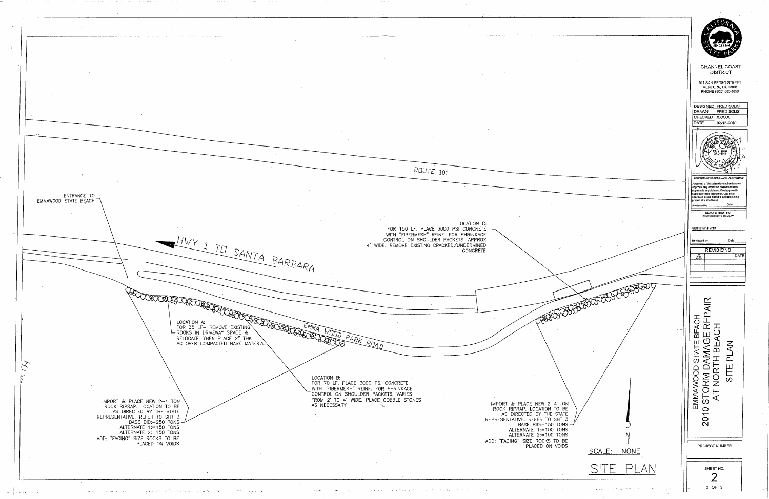ROUTE 101

ENTRANCE TO EMMAWOOD STATE BEACH

HWY 1 TO SANTA BARBARA

EMMA WOOD PARK ROAD

LOCATION A:
FOR 35 LF– REMOVE EXISTING ROCKS IN DRIVEWAY SPACE & RELOCATE. THEN PLACE 2" THK AC OVER COMPACTED BASE MATERIAL

LOCATION B:
FOR 70 LF, PLACE 3000 PSI CONCRETE WITH "FIBERMESH" REINF. FOR SHRINKAGE CONTROL ON SHOULDER PACKETS. VARIES FROM 2' TO 4' WIDE. PLACE COBBLE STONES AS NECESSARY

LOCATION C:
FOR 150 LF, PLACE 3000 PSI CONCRETE WITH "FIBERMESH" REINF. FOR SHRINKAGE CONTROL ON SHOULDER PACKETS. APPROX 4' WIDE. REMOVE EXISTING CRACKED/UNDERMINED CONCRETE

IMPORT & PLACE NEW 2–4 TON ROCK RIPRAP. LOCATION TO BE AS DIRECTED BY THE STATE REPRESENTATIVE. REFER TO SHT 3
BASE BID:=250 TONS
ALTERNATE 1:=150 TONS
ALTERNATE 2:=150 TONS
ADD: "FACING" SIZE ROCKS TO BE PLACED ON VOIDS

IMPORT & PLACE NEW 2–4 TON ROCK RIPRAP. LOCATION TO BE AS DIRECTED BY THE STATE REPRESENTATIVE. REFER TO SHT 3
BASE BID:=150 TONS
ALTERNATE 1:=100 TONS
ALTERNATE 2:=100 TONS
ADD: "FACING" SIZE ROCKS TO BE PLACED ON VOIDS

N

SCALE: NONE

# SITE PLAN

CALIFORNIA STATE PARKS SINCE 1864

CHANNEL COAST DISTRICT

911 SAN PEDRO STREET
VENTURA, CA 93001
PHONE (805) 585-1850

| | |
|---|---|
| DESIGNED | FRED SOLIS |
| DRAWN | FRED SOLIS |
| CHECKED | XXXXX |
| DATE | 02-16-2010 |

CALIFORNIA STATE FIRE MARSHAL APPROVED

Approval of this plan does not authorize or approve any omission or deviation from applicable regulations. Final approval is subject to field inspection. One set of approved plans shall be available on the project site at all times.

Reviewed by Date

DSA/DPR MOU - 8.01
ACCESSIBILITY REVIEW

CERTIFICATION #

Reviewed by Date

| REVISIONS | |
|---|---|
| △ | DATE |
| | |
| | |
| | |

EMMAWOOD STATE BEACH
2010 STORM DAMAGE REPAIR
AT NORTH BEACH
SITE PLAN

PROJECT NUMBER

SHEET NO.
2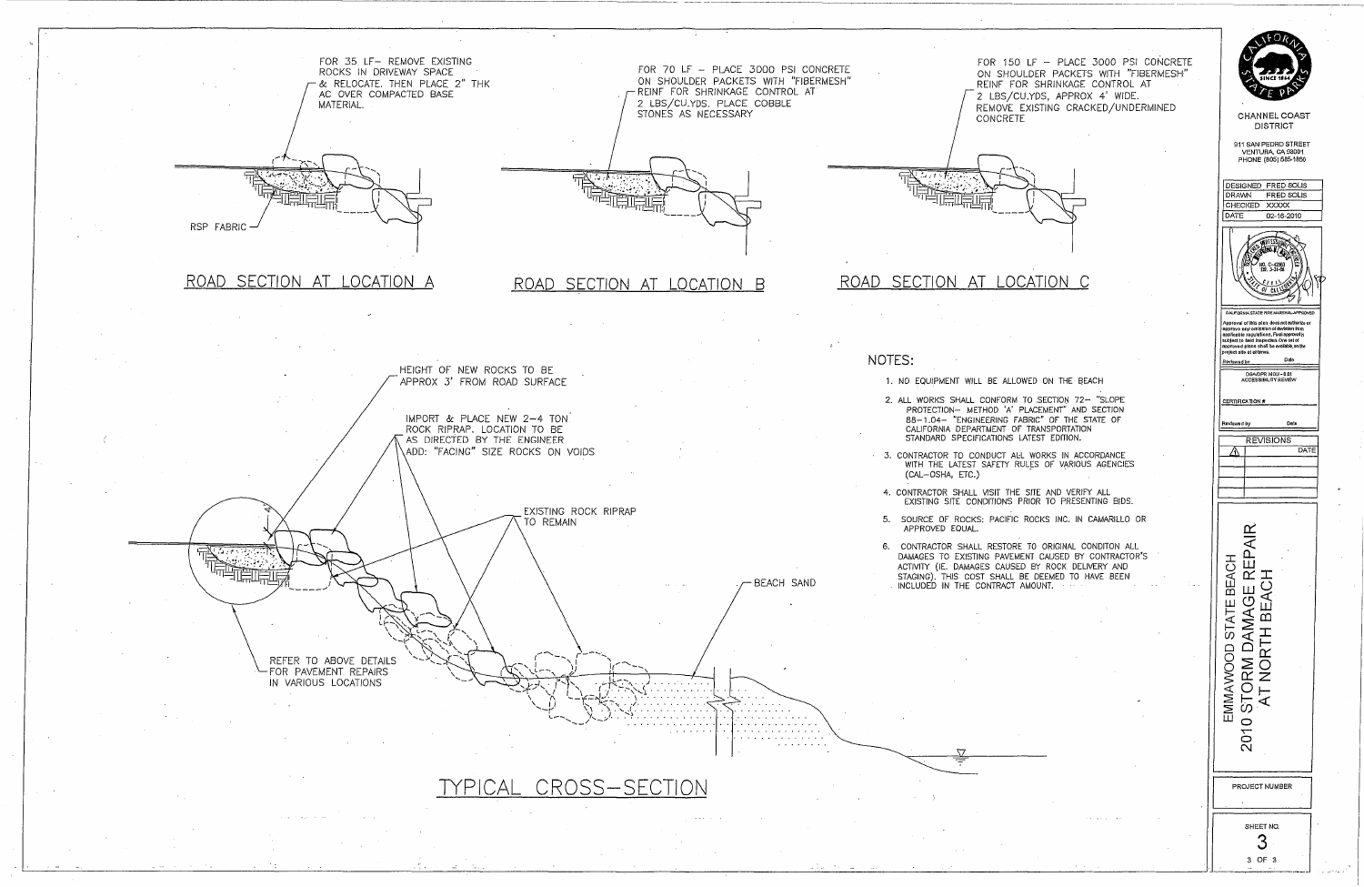FOR 35 LF– REMOVE EXISTING ROCKS IN DRIVEWAY SPACE & RELOCATE. THEN PLACE 2" THK AC OVER COMPACTED BASE MATERIAL.

RSP FABRIC

## ROAD SECTION AT LOCATION A

FOR 70 LF – PLACE 3000 PSI CONCRETE ON SHOULDER PACKETS WITH "FIBERMESH" REINF FOR SHRINKAGE CONTROL AT 2 LBS/CU.YDS. PLACE COBBLE STONES AS NECESSARY

## ROAD SECTION AT LOCATION B

FOR 150 LF – PLACE 3000 PSI CONCRETE ON SHOULDER PACKETS WITH "FIBERMESH" REINF FOR SHRINKAGE CONTROL AT 2 LBS/CU.YDS, APPROX 4' WIDE. REMOVE EXISTING CRACKED/UNDERMINED CONCRETE

## ROAD SECTION AT LOCATION C

HEIGHT OF NEW ROCKS TO BE APPROX 3' FROM ROAD SURFACE

IMPORT & PLACE NEW 2–4 TON ROCK RIPRAP. LOCATION TO BE AS DIRECTED BY THE ENGINEER

ADD: "FACING" SIZE ROCKS ON VOIDS

EXISTING ROCK RIPRAP TO REMAIN

BEACH SAND

REFER TO ABOVE DETAILS FOR PAVEMENT REPAIRS IN VARIOUS LOCATIONS

## TYPICAL CROSS-SECTION

## NOTES:

1. NO EQUIPMENT WILL BE ALLOWED ON THE BEACH
2. ALL WORKS SHALL CONFORM TO SECTION 72– "SLOPE PROTECTION– METHOD 'A' PLACEMENT" AND SECTION 88–1.04– "ENGINEERING FABRIC" OF THE STATE OF CALIFORNIA DEPARTMENT OF TRANSPORTATION STANDARD SPECIFICATIONS LATEST EDITION.
3. CONTRACTOR TO CONDUCT ALL WORKS IN ACCORDANCE WITH THE LATEST SAFETY RULES OF VARIOUS AGENCIES (CAL–OSHA, ETC.)
4. CONTRACTOR SHALL VISIT THE SITE AND VERIFY ALL EXISTING SITE CONDITIONS PRIOR TO PRESENTING BIDS.
5. SOURCE OF ROCKS: PACIFIC ROCKS INC. IN CAMARILLO OR APPROVED EQUAL.
6. CONTRACTOR SHALL RESTORE TO ORIGINAL CONDITON ALL DAMAGES TO EXISTING PAVEMENT CAUSED BY CONTRACTOR'S ACTIVITY (IE. DAMAGES CAUSED BY ROCK DELIVERY AND STAGING). THIS COST SHALL BE DEEMED TO HAVE BEEN INCLUDED IN THE CONTRACT AMOUNT.

CALIFORNIA STATE PARKS SINCE 1864

CHANNEL COAST DISTRICT

911 SAN PEDRO STREET
VENTURA, CA 93001
PHONE (805) 585-1850

| | |
|---|---|
| DESIGNED | FRED SOLIS |
| DRAWN | FRED SOLIS |
| CHECKED | XXXXX |
| DATE | 02-16-2010 |

REGISTERED PROFESSIONAL ENGINEER NO. C-42953 EXP. 3-31-11 CIVIL STATE OF CALIFORNIA

CALIFORNIA STATE FIRE MARSHAL APPROVED

Approval of this plan does not authorize or approve any omission or deviation from applicable regulations. Final approval is subject to field inspection. One set of approved plans shall be available on the project site at all times.

Reviewed by / Date

DSA/DPR MOU - 5.01 ACCESSIBILITY REVIEW

CERTIFICATION #

Reviewed by / Date

REVISIONS

| | DATE |
|---|---|
| △ | |

EMMAWOOD STATE BEACH
2010 STORM DAMAGE REPAIR AT NORTH BEACH

PROJECT NUMBER

SHEET NO. 3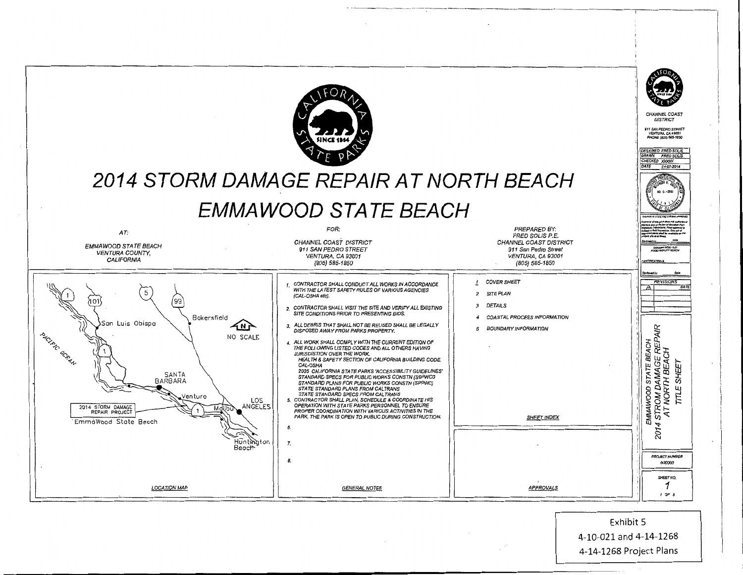# 2014 STORM DAMAGE REPAIR AT NORTH BEACH

# EMMAWOOD STATE BEACH

AT:

EMMAWOOD STATE BEACH
VENTURA COUNTY,
CALIFORNIA

FOR:

CHANNEL COAST DISTRICT
911 SAN PEDRO STREET
VENTURA, CA 93001
(805) 585-1850

PREPARED BY:
FRED SOLIS P.E.
CHANNEL COAST DISTRICT
911 San Pedro Street
VENTURA, CA 93001
(805) 585-1850

## LOCATION MAP

1
101
5
99
San Luis Obispo
Bakersfield
N
NO SCALE
PACIFIC OCEAN
1
SANTA BARBARA
Venturo
Malibu
LOS ANGELES
1
2014 STORM DAMAGE REPAIR PROJECT
EmmaWood State Beach
Huntington Beach

## GENERAL NOTES

1. CONTRACTOR SHALL CONDUCT ALL WORKS IN ACCORDANCE WITH THE LATEST SAFETY RULES OF VARIOUS AGENCIES (CAL-OSHA etc).
2. CONTRACTOR SHALL VISIT THE SITE AND VERIFY ALL EXISTING SITE CONDITIONS PRIOR TO PRESENTING BIDS.
3. ALL DEBRIS THAT SHALL NOT BE REUSED SHALL BE LEGALLY DISPOSED AWAY FROM PARKS PROPERTY.
4. ALL WORK SHALL COMPLY WITH THE CURRENT EDITION OF THE FOLLOWING LISTED CODES AND ALL OTHERS HAVING JURISDISTION OVER THE WORK.
   HEALTH & SAFETY SECTION OF CALIFORNIA BUILDING CODE.
   CAL-OSHA
   2005 CALIFORNIA STATE PARKS 'ACCESSIBILITY GUIDELINES'
   STANDARD SPECS FOR PUBLIC WORKS CONSTN (SSPWC)
   STANDARD PLANS FOR PUBLIC WORKS CONSTN (SPPWC)
   STATE STANDARD PLANS FROM CALTRANS
   STATE STANDARD SPECS FROM CALTRANS
5. CONTRACTOR SHALL PLAN, SCHEDULE & COORDINATE HIS OPERATION WITH STATE PARKS PERSONNEL TO ENSURE PROPER COORDINATION WITH VARIOUS ACTIVITIES IN THE PARK. THE PARK IS OPEN TO PUBLIC DURING CONSTRUCTION.
6.
7.
8.

## SHEET INDEX

1 COVER SHEET
2 SITE PLAN
3 DETAILS
4 COASTAL PROCESS INFORMATION
5 BOUNDARY INFORMATION

## APPROVALS

CHANNEL COAST DISTRICT
911 SAN PEDRO STREET
VENTURA, CA 93001
PHONE (805) 585-1850

| | |
|---|---|
| DESIGNED | FRED SOLIS |
| DRAWN | FRED SOLIS |
| CHECKED | XXXXX |
| DATE | 04-07-2014 |

NO. C-12983

REVISIONS

| | DATE |
|---|---|
| | |

EMMAWOOD STATE BEACH
2014 STROM DAMAGE REPAIR AT NORTH BEACH
TITLE SHEET

PROJECT NUMBER
XXXXXX

SHEET NO.
1
1 OF 5

Exhibit 5
4-10-021 and 4-14-1268
4-14-1268 Project Plans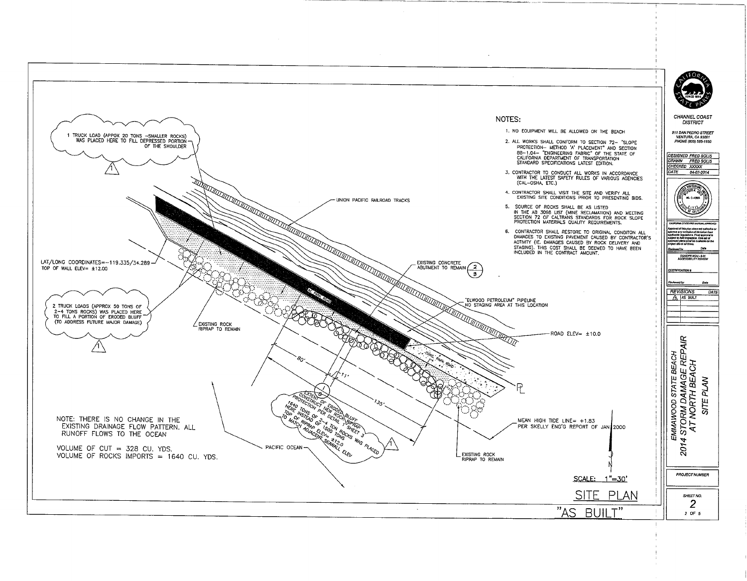## NOTES:

1. NO EQUIPMENT WILL BE ALLOWED ON THE BEACH
2. ALL WORKS SHALL CONFORM TO SECTION 72- "SLOPE PROTECTION- METHOD 'A' PLACEMENT" AND SECTION 88-1.04- "ENGINEERING FABRIC" OF THE STATE OF CALIFORNIA DEPARTMENT OF TRANSPORTATION STANDARD SPECIFICATIONS LATEST EDITION.
3. CONTRACTOR TO CONDUCT ALL WORKS IN ACCORDANCE WITH THE LATEST SAFETY RULES OF VARIOUS AGENCIES (CAL-OSHA, ETC.)
4. CONTRACTOR SHALL VISIT THE SITE AND VERIFY ALL EXISTING SITE CONDITIONS PRIOR TO PRESENTING BIDS.
5. SOURCE OF ROCKS SHALL BE AS LISTED IN THE AB 3098 LIST (MINE RECLAMATION) AND MEETING SECTION 72 OF CALTRANS STANDARDS FOR ROCK SLOPE PROTECTION MATERIALS QUALITY REQUIREMENTS.
6. CONTRACTOR SHALL RESTORE TO ORIGINAL CONDITON ALL DAMAGES TO EXISTING PAVEMENT CAUSED BY CONTRACTOR'S ACTIVITY (IE. DAMAGES CAUSED BY ROCK DELIVERY AND STAGING). THIS COST SHALL BE DEEMED TO HAVE BEEN INCLUDED IN THE CONTRACT AMOUNT.

1 TRUCK LOAD (APPOX 20 TONS -SMALLER ROCKS) WAS PLACED HERE TO FILL DEPRESSED PORTION OF THE SHOULDER

UNION PACIFIC RAILROAD TRACKS

LAT/LONG COORDINATES=-119.335/34.289
TOP OF WALL ELEV= ±12.00

2 TRUCK LOADS (APPROX 50 TONS OF 2-4 TONS ROCKS) WAS PLACED HERE TO FILL A PORTION OF ERODED BLUFF (TO ADDRESS FUTURE MAJOR DAMAGE)

EXISTING ROCK RIPRAP TO REMAIN

AC PARK ROAD

EXISTING CONCRETE ABUTMENT TO REMAIN (2/3)

"ELWOOD PETROLEUM" PIPELINE
NO STAGING AREA AT THIS LOCATION

ROAD ELEV= ±10.0

CONC PARK ROAD

80'

11'

135'

EXTENT OF ERODED BLUFF CONSTRUCT NEW ROCK RIPRAP PROTECTION PER DETAIL 1 SHEET 3
1640 TONS OF 2-4 TON ROCKS WAS PLACED HERE INSTEAD OF 1500 TONS
TOP OF RIPRAP ELEV= ±12.0
TO MATCH ADJACENT SEAWALL ELEV

NOTE: THERE IS NO CHANGE IN THE EXISTING DRAINAGE FLOW PATTERN. ALL RUNOFF FLOWS TO THE OCEAN

VOLUME OF CUT = 328 CU. YDS.
VOLUME OF ROCKS IMPORTS = 1640 CU. YDS.

PACIFIC OCEAN

MEAN HIGH TIDE LINE= +1.83
PER SKELLY ENG'G REPORT OF JAN 2000

EXISTING ROCK RIPRAP TO REMAIN

PL

N

SCALE: 1"=30'

## SITE PLAN

"AS BUILT"

CHANNEL COAST DISTRICT
911 SAN PEDRO STREET
VENTURA, CA 93001
PHONE (805) 585-1850

| | |
|---|---|
| DESIGNED | FRED SOLIS |
| DRAWN | FRED SOLIS |
| CHECKED | XXXXX |
| DATE | 04-07-2014 |

REVISIONS / DATE
1 AS BUILT

EMMAWOOD STATE BEACH
2014 STORM DAMAGE REPAIR AT NORTH BEACH
SITE PLAN

PROJECT NUMBER

SHEET NO. 2
2 OF 5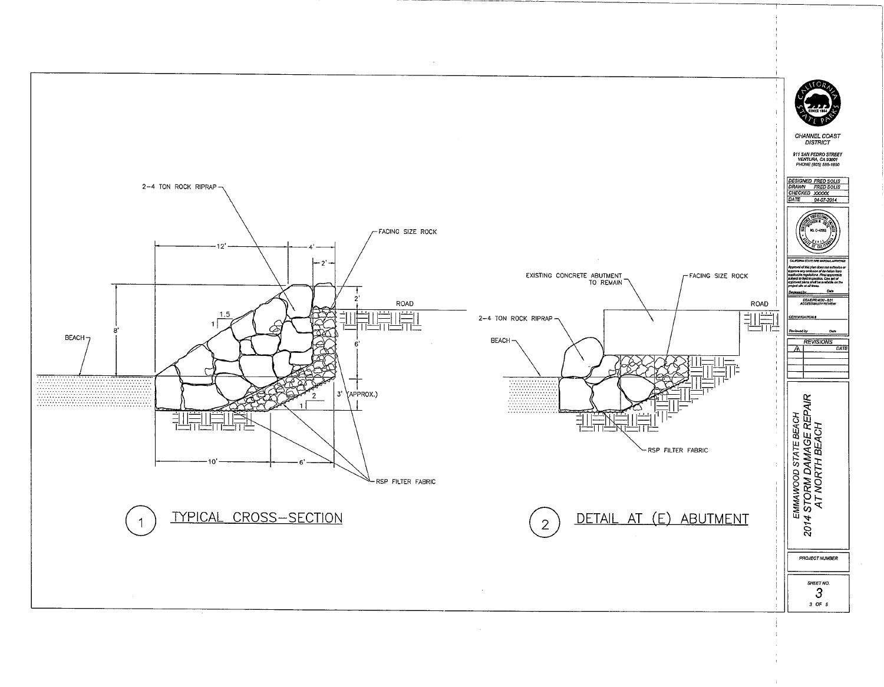2-4 TON ROCK RIPRAP

FACING SIZE ROCK

12'

4'

2'

2'

ROAD

1.5

1

8'

BEACH

6'

2

3' (APPROX.)

1

10'

6'

RSP FILTER FABRIC

1 TYPICAL CROSS-SECTION

EXISTING CONCRETE ABUTMENT TO REMAIN

FACING SIZE ROCK

ROAD

2-4 TON ROCK RIPRAP

BEACH

RSP FILTER FABRIC

2 DETAIL AT (E) ABUTMENT

CHANNEL COAST DISTRICT

911 SAN PEDRO STREET
VENTURA, CA 93001
PHONE (805) 585-1850

| | |
|---|---|
| DESIGNED | FRED SOLIS |
| DRAWN | FRED SOLIS |
| CHECKED | XXXXX |
| DATE | 04-07-2014 |

CALIFORNIA STATE FIRE MARSHAL APPROVAL

Approval of this plan does not authorize or approve any omission of deviation from applicable regulations. Final approval is subject to field inspection. One set of approved plans shall be available on the project site at all times.

Reviewed by: Date

DSA/EPR MOU - 8.01
ACCESSIBILITY REVIEW

CERTIFICATION #

Reviewed by Date

| REVISIONS | |
|---|---|
| ⚠ | DATE |

EMMAWOOD STATE BEACH
2014 STORM DAMAGE REPAIR
AT NORTH BEACH

PROJECT NUMBER

SHEET NO.
3
3 OF 5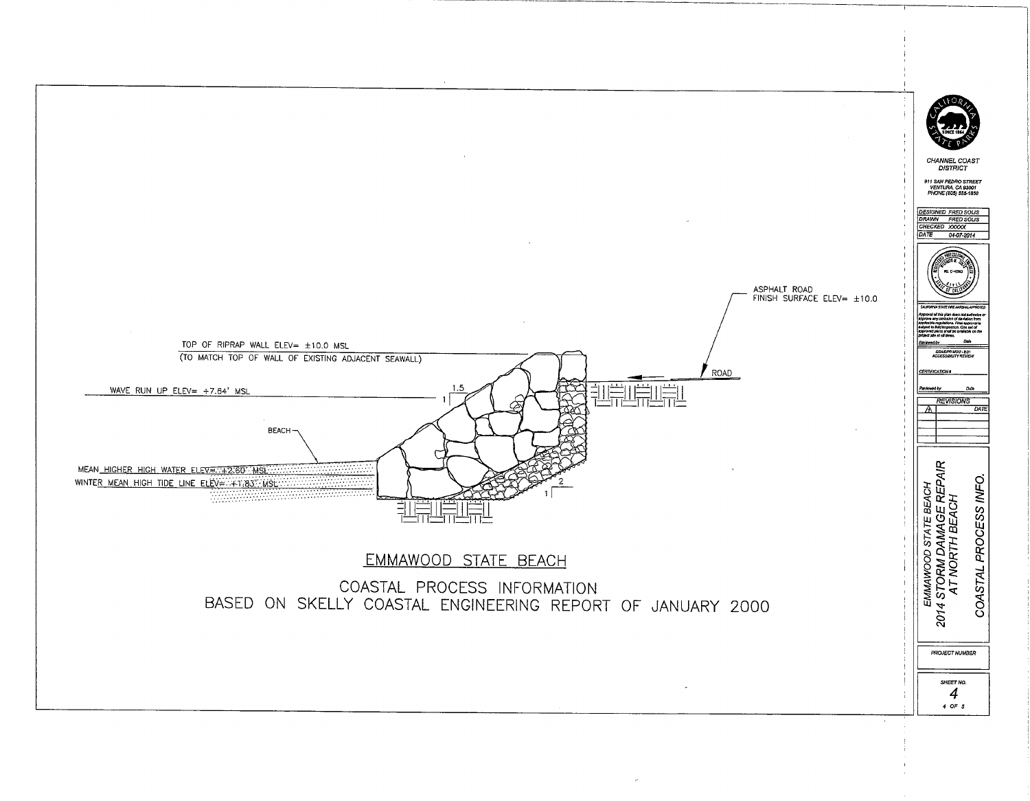ASPHALT ROAD
FINISH SURFACE ELEV= ±10.0

TOP OF RIPRAP WALL ELEV= ±10.0 MSL
(TO MATCH TOP OF WALL OF EXISTING ADJACENT SEAWALL)

ROAD

WAVE RUN UP ELEV= +7.64' MSL

1.5
1

BEACH

MEAN HIGHER HIGH WATER ELEV= +2.60' MSL

WINTER MEAN HIGH TIDE LINE ELEV= +1.83' MSL

2
1

EMMAWOOD STATE BEACH

COASTAL PROCESS INFORMATION
BASED ON SKELLY COASTAL ENGINEERING REPORT OF JANUARY 2000

CHANNEL COAST DISTRICT
911 SAN PEDRO STREET
VENTURA, CA 93001
PHONE (805) 585-1850

| | |
|---|---|
| DESIGNED | FRED SOLIS |
| DRAWN | FRED SOLIS |
| CHECKED | XXXXX |
| DATE | 04-07-2014 |

CALIFORNIA STATE FIRE MARSHAL APPROVED

Approval of this plan does not authorize or approve any omission of deviation from applicable regulations. Final approval is subject to field inspection. One set of approved plans shall be available on the project site at all times.

Reviewed by Date

DSA/DPR MOU - 8-01
ACCESSIBILITY REVIEW

CERTIFICATION #

Reviewed by Date

REVISIONS

| | DATE |
|---|---|
| | |

EMMAWOOD STATE BEACH
2014 STORM DAMAGE REPAIR
AT NORTH BEACH

COASTAL PROCESS INFO.

PROJECT NUMBER

SHEET NO.
4
4 OF 5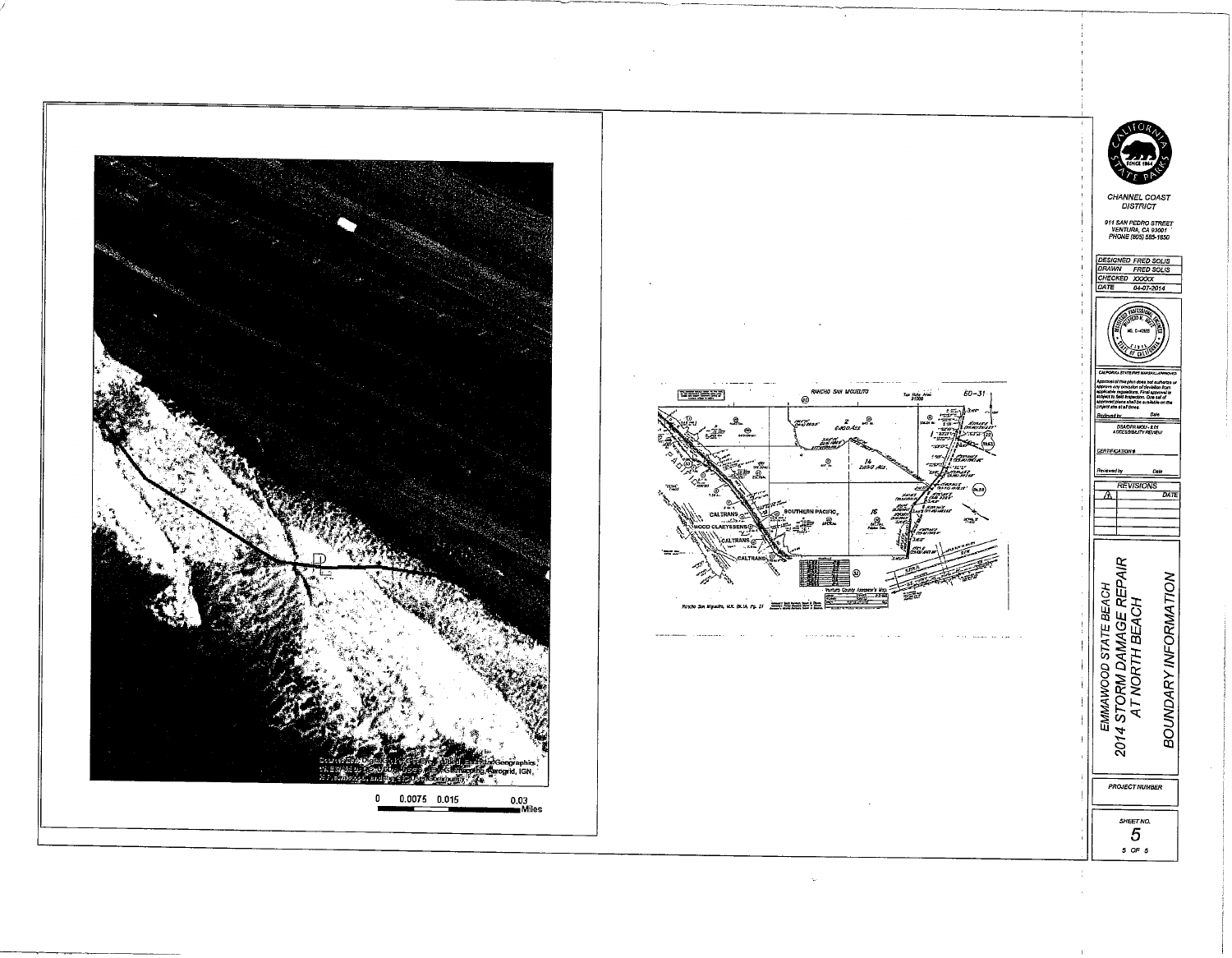Source: Esri, DigitalGlobe, GeoEye, i-cubed, USDA, USGS, AEX, Getmapping, Aerogrid, IGN, IGP, swisstopo, and the GIS User Community

0 0.0075 0.015 0.03 Miles

RANCHO SAN MIGUELITO

60-31

CALTRANS

SOUTHERN PACIFIC

WOOD CLAEYSSENS

CALTRANS

CALTRANS

Ventura County Assessor's Map

Rancho San Miguelito

CHANNEL COAST DISTRICT

911 SAN PEDRO STREET
VENTURA, CA 93001
PHONE (805) 585-1850

| | |
|---|---|
| DESIGNED | FRED SOLIS |
| DRAWN | FRED SOLIS |
| CHECKED | XXXXX |
| DATE | 04-07-2014 |

CALIFORNIA STATE PARKS MANUAL APPROVED

Approval of this plan does not authorize or approve any omission or deviation from applicable regulations. Final approval is subject to field inspection. One set of approved plans shall be available on the project site at all times.

Reviewed by Date

DSA/DPR MOU - 8.01 ACCESSIBILITY REVIEW

CERTIFICATION #

Reviewed by Date

| REVISIONS | |
|---|---|
| | DATE |

EMMAWOOD STATE BEACH
2014 STORM DAMAGE REPAIR
AT NORTH BEACH

BOUNDARY INFORMATION

PROJECT NUMBER

SHEET NO.
5
5 OF 5